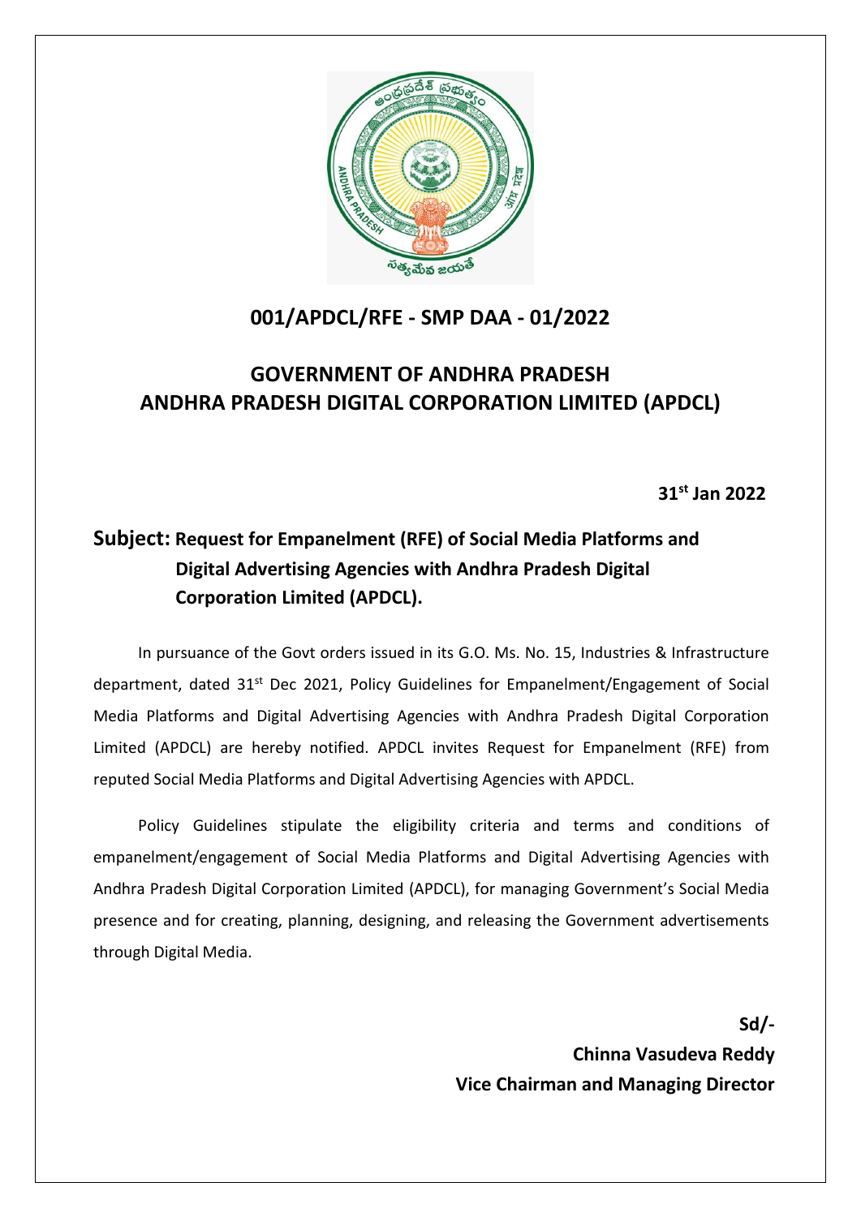## 001/APDCL/RFE - SMP DAA - 01/2022

## GOVERNMENT OF ANDHRA PRADESH
## ANDHRA PRADESH DIGITAL CORPORATION LIMITED (APDCL)

**31st Jan 2022**

**Subject: Request for Empanelment (RFE) of Social Media Platforms and Digital Advertising Agencies with Andhra Pradesh Digital Corporation Limited (APDCL).**

In pursuance of the Govt orders issued in its G.O. Ms. No. 15, Industries & Infrastructure department, dated 31st Dec 2021, Policy Guidelines for Empanelment/Engagement of Social Media Platforms and Digital Advertising Agencies with Andhra Pradesh Digital Corporation Limited (APDCL) are hereby notified. APDCL invites Request for Empanelment (RFE) from reputed Social Media Platforms and Digital Advertising Agencies with APDCL.

Policy Guidelines stipulate the eligibility criteria and terms and conditions of empanelment/engagement of Social Media Platforms and Digital Advertising Agencies with Andhra Pradesh Digital Corporation Limited (APDCL), for managing Government's Social Media presence and for creating, planning, designing, and releasing the Government advertisements through Digital Media.

**Sd/-**
**Chinna Vasudeva Reddy**
**Vice Chairman and Managing Director**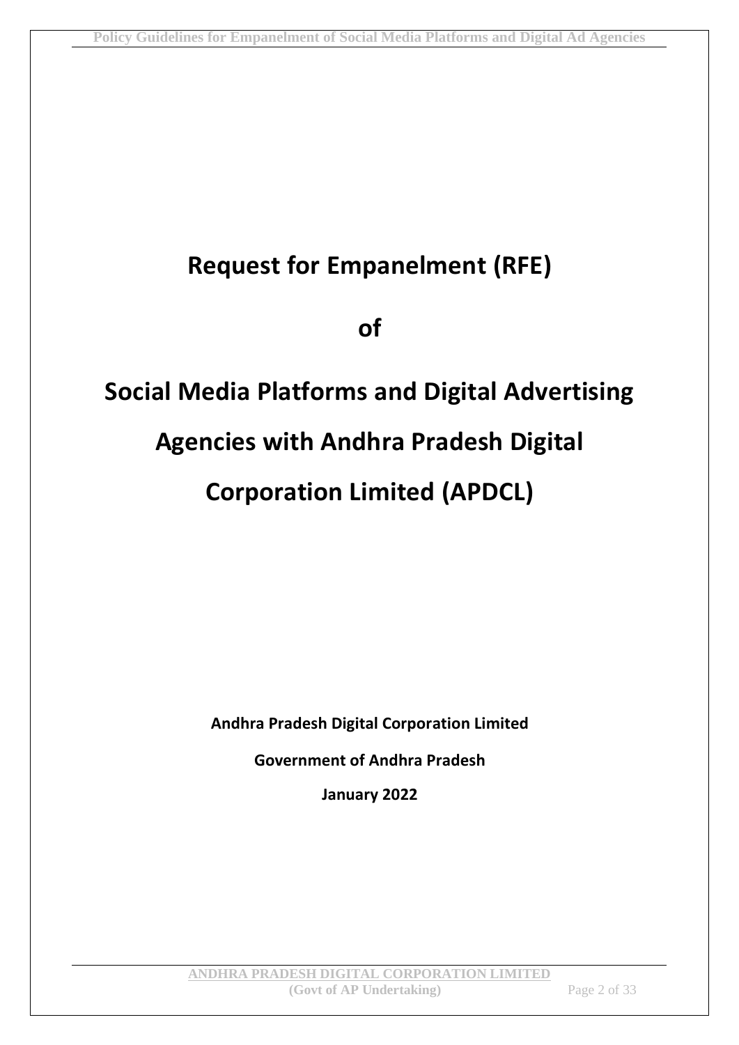# Request for Empanelment (RFE)

# of

# Social Media Platforms and Digital Advertising Agencies with Andhra Pradesh Digital Corporation Limited (APDCL)

**Andhra Pradesh Digital Corporation Limited**

**Government of Andhra Pradesh**

**January 2022**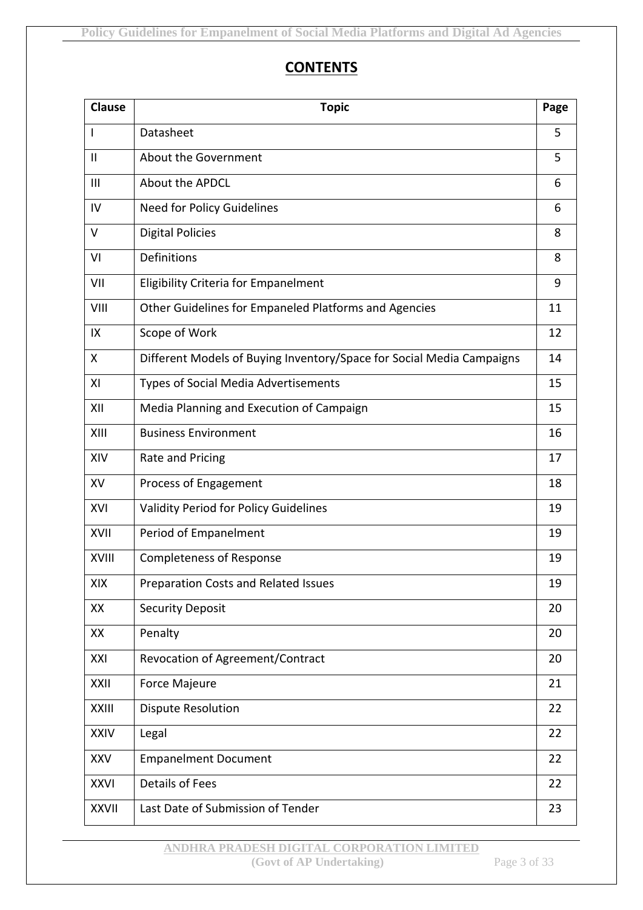# CONTENTS

| Clause | Topic | Page |
|---|---|---|
| I | Datasheet | 5 |
| II | About the Government | 5 |
| III | About the APDCL | 6 |
| IV | Need for Policy Guidelines | 6 |
| V | Digital Policies | 8 |
| VI | Definitions | 8 |
| VII | Eligibility Criteria for Empanelment | 9 |
| VIII | Other Guidelines for Empaneled Platforms and Agencies | 11 |
| IX | Scope of Work | 12 |
| X | Different Models of Buying Inventory/Space for Social Media Campaigns | 14 |
| XI | Types of Social Media Advertisements | 15 |
| XII | Media Planning and Execution of Campaign | 15 |
| XIII | Business Environment | 16 |
| XIV | Rate and Pricing | 17 |
| XV | Process of Engagement | 18 |
| XVI | Validity Period for Policy Guidelines | 19 |
| XVII | Period of Empanelment | 19 |
| XVIII | Completeness of Response | 19 |
| XIX | Preparation Costs and Related Issues | 19 |
| XX | Security Deposit | 20 |
| XX | Penalty | 20 |
| XXI | Revocation of Agreement/Contract | 20 |
| XXII | Force Majeure | 21 |
| XXIII | Dispute Resolution | 22 |
| XXIV | Legal | 22 |
| XXV | Empanelment Document | 22 |
| XXVI | Details of Fees | 22 |
| XXVII | Last Date of Submission of Tender | 23 |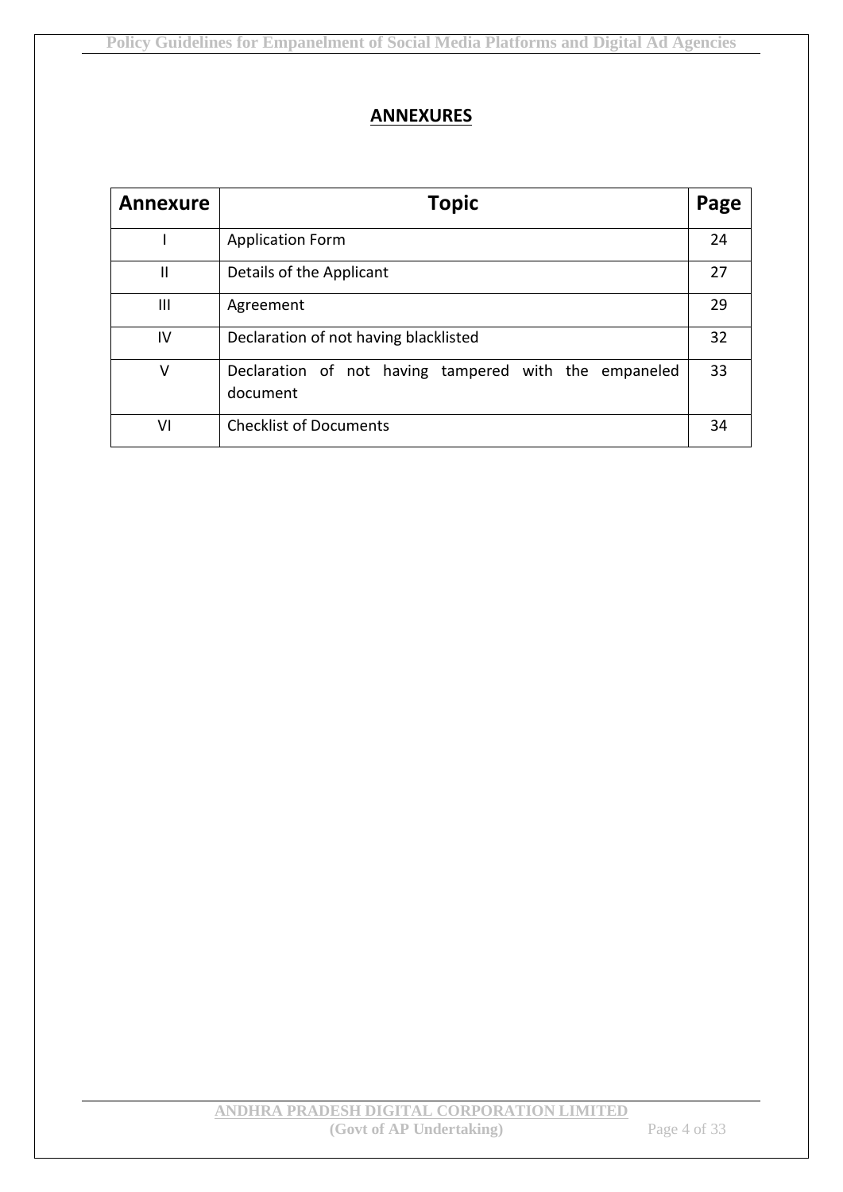## ANNEXURES

| Annexure | Topic | Page |
|---|---|---|
| I | Application Form | 24 |
| II | Details of the Applicant | 27 |
| III | Agreement | 29 |
| IV | Declaration of not having blacklisted | 32 |
| V | Declaration of not having tampered with the empaneled document | 33 |
| VI | Checklist of Documents | 34 |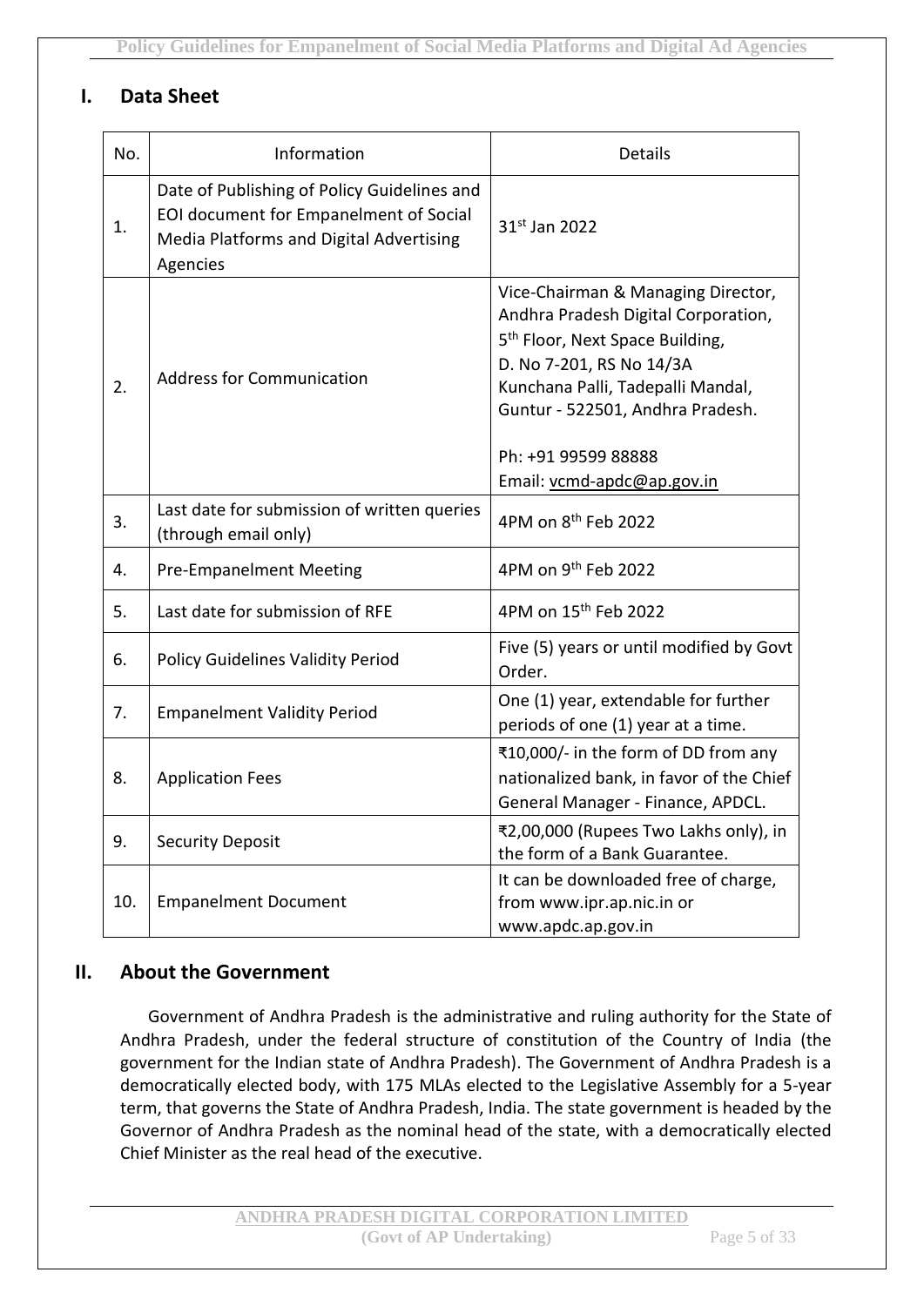## I. Data Sheet

| No. | Information | Details |
|---|---|---|
| 1. | Date of Publishing of Policy Guidelines and EOI document for Empanelment of Social Media Platforms and Digital Advertising Agencies | 31st Jan 2022 |
| 2. | Address for Communication | Vice-Chairman & Managing Director, Andhra Pradesh Digital Corporation, 5th Floor, Next Space Building, D. No 7-201, RS No 14/3A Kunchana Palli, Tadepalli Mandal, Guntur - 522501, Andhra Pradesh.<br><br>Ph: +91 99599 88888<br>Email: vcmd-apdc@ap.gov.in |
| 3. | Last date for submission of written queries (through email only) | 4PM on 8th Feb 2022 |
| 4. | Pre-Empanelment Meeting | 4PM on 9th Feb 2022 |
| 5. | Last date for submission of RFE | 4PM on 15th Feb 2022 |
| 6. | Policy Guidelines Validity Period | Five (5) years or until modified by Govt Order. |
| 7. | Empanelment Validity Period | One (1) year, extendable for further periods of one (1) year at a time. |
| 8. | Application Fees | ₹10,000/- in the form of DD from any nationalized bank, in favor of the Chief General Manager - Finance, APDCL. |
| 9. | Security Deposit | ₹2,00,000 (Rupees Two Lakhs only), in the form of a Bank Guarantee. |
| 10. | Empanelment Document | It can be downloaded free of charge, from www.ipr.ap.nic.in or www.apdc.ap.gov.in |

## II. About the Government

Government of Andhra Pradesh is the administrative and ruling authority for the State of Andhra Pradesh, under the federal structure of constitution of the Country of India (the government for the Indian state of Andhra Pradesh). The Government of Andhra Pradesh is a democratically elected body, with 175 MLAs elected to the Legislative Assembly for a 5-year term, that governs the State of Andhra Pradesh, India. The state government is headed by the Governor of Andhra Pradesh as the nominal head of the state, with a democratically elected Chief Minister as the real head of the executive.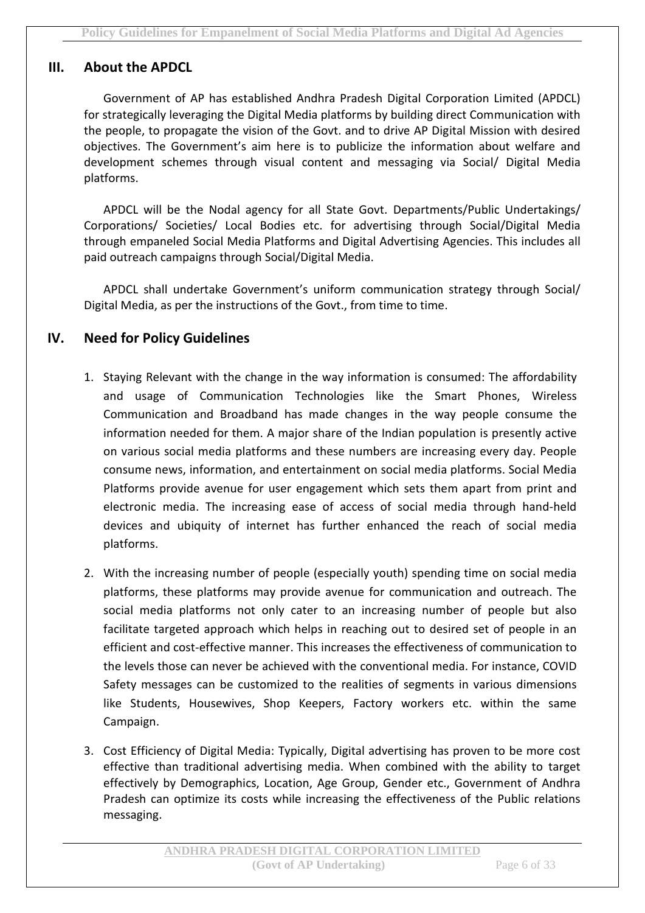## III. About the APDCL

Government of AP has established Andhra Pradesh Digital Corporation Limited (APDCL) for strategically leveraging the Digital Media platforms by building direct Communication with the people, to propagate the vision of the Govt. and to drive AP Digital Mission with desired objectives. The Government's aim here is to publicize the information about welfare and development schemes through visual content and messaging via Social/ Digital Media platforms.

APDCL will be the Nodal agency for all State Govt. Departments/Public Undertakings/ Corporations/ Societies/ Local Bodies etc. for advertising through Social/Digital Media through empaneled Social Media Platforms and Digital Advertising Agencies. This includes all paid outreach campaigns through Social/Digital Media.

APDCL shall undertake Government's uniform communication strategy through Social/ Digital Media, as per the instructions of the Govt., from time to time.

## IV. Need for Policy Guidelines

1. Staying Relevant with the change in the way information is consumed: The affordability and usage of Communication Technologies like the Smart Phones, Wireless Communication and Broadband has made changes in the way people consume the information needed for them. A major share of the Indian population is presently active on various social media platforms and these numbers are increasing every day. People consume news, information, and entertainment on social media platforms. Social Media Platforms provide avenue for user engagement which sets them apart from print and electronic media. The increasing ease of access of social media through hand-held devices and ubiquity of internet has further enhanced the reach of social media platforms.

2. With the increasing number of people (especially youth) spending time on social media platforms, these platforms may provide avenue for communication and outreach. The social media platforms not only cater to an increasing number of people but also facilitate targeted approach which helps in reaching out to desired set of people in an efficient and cost-effective manner. This increases the effectiveness of communication to the levels those can never be achieved with the conventional media. For instance, COVID Safety messages can be customized to the realities of segments in various dimensions like Students, Housewives, Shop Keepers, Factory workers etc. within the same Campaign.

3. Cost Efficiency of Digital Media: Typically, Digital advertising has proven to be more cost effective than traditional advertising media. When combined with the ability to target effectively by Demographics, Location, Age Group, Gender etc., Government of Andhra Pradesh can optimize its costs while increasing the effectiveness of the Public relations messaging.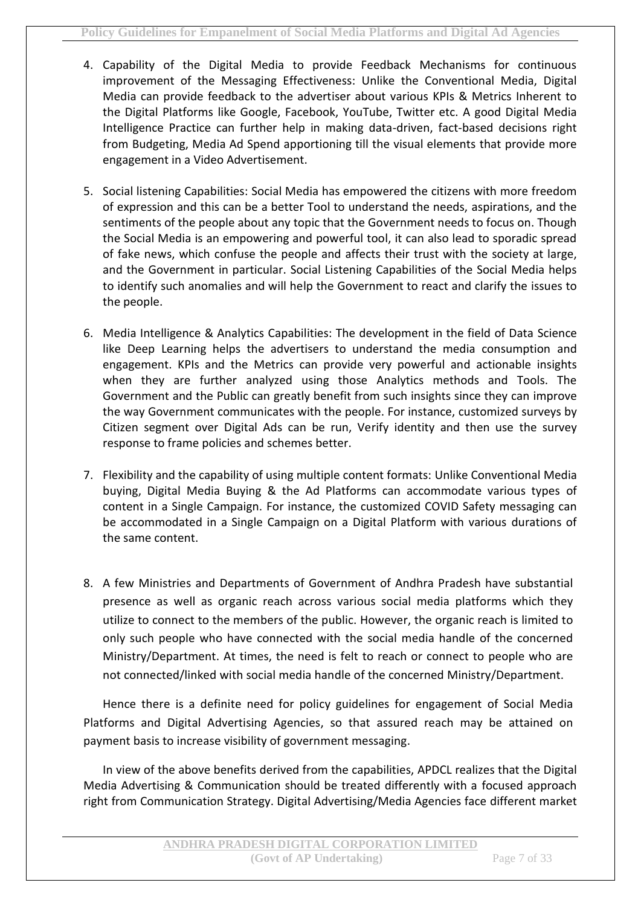4. Capability of the Digital Media to provide Feedback Mechanisms for continuous improvement of the Messaging Effectiveness: Unlike the Conventional Media, Digital Media can provide feedback to the advertiser about various KPIs & Metrics Inherent to the Digital Platforms like Google, Facebook, YouTube, Twitter etc. A good Digital Media Intelligence Practice can further help in making data-driven, fact-based decisions right from Budgeting, Media Ad Spend apportioning till the visual elements that provide more engagement in a Video Advertisement.

5. Social listening Capabilities: Social Media has empowered the citizens with more freedom of expression and this can be a better Tool to understand the needs, aspirations, and the sentiments of the people about any topic that the Government needs to focus on. Though the Social Media is an empowering and powerful tool, it can also lead to sporadic spread of fake news, which confuse the people and affects their trust with the society at large, and the Government in particular. Social Listening Capabilities of the Social Media helps to identify such anomalies and will help the Government to react and clarify the issues to the people.

6. Media Intelligence & Analytics Capabilities: The development in the field of Data Science like Deep Learning helps the advertisers to understand the media consumption and engagement. KPIs and the Metrics can provide very powerful and actionable insights when they are further analyzed using those Analytics methods and Tools. The Government and the Public can greatly benefit from such insights since they can improve the way Government communicates with the people. For instance, customized surveys by Citizen segment over Digital Ads can be run, Verify identity and then use the survey response to frame policies and schemes better.

7. Flexibility and the capability of using multiple content formats: Unlike Conventional Media buying, Digital Media Buying & the Ad Platforms can accommodate various types of content in a Single Campaign. For instance, the customized COVID Safety messaging can be accommodated in a Single Campaign on a Digital Platform with various durations of the same content.

8. A few Ministries and Departments of Government of Andhra Pradesh have substantial presence as well as organic reach across various social media platforms which they utilize to connect to the members of the public. However, the organic reach is limited to only such people who have connected with the social media handle of the concerned Ministry/Department. At times, the need is felt to reach or connect to people who are not connected/linked with social media handle of the concerned Ministry/Department.

Hence there is a definite need for policy guidelines for engagement of Social Media Platforms and Digital Advertising Agencies, so that assured reach may be attained on payment basis to increase visibility of government messaging.

In view of the above benefits derived from the capabilities, APDCL realizes that the Digital Media Advertising & Communication should be treated differently with a focused approach right from Communication Strategy. Digital Advertising/Media Agencies face different market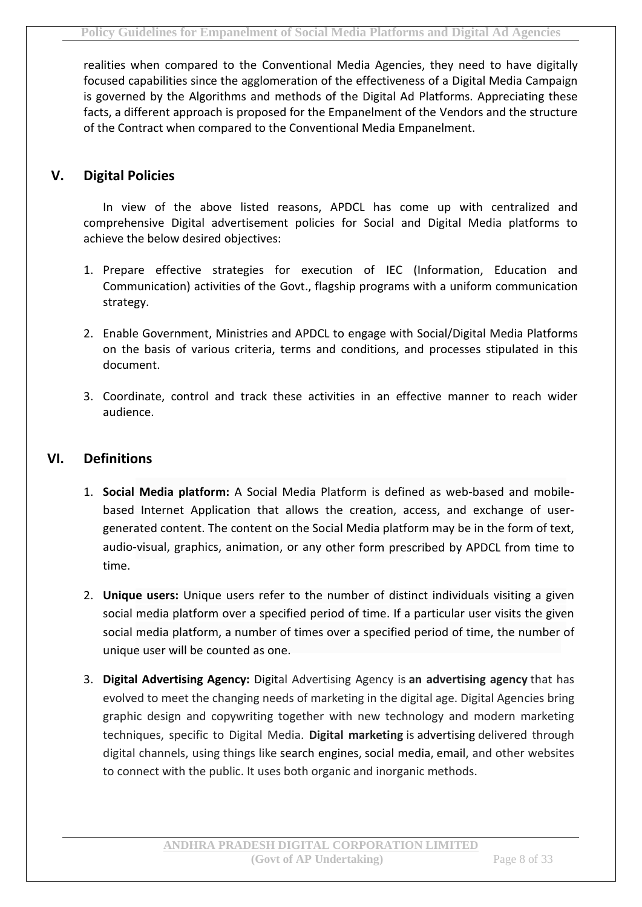realities when compared to the Conventional Media Agencies, they need to have digitally focused capabilities since the agglomeration of the effectiveness of a Digital Media Campaign is governed by the Algorithms and methods of the Digital Ad Platforms. Appreciating these facts, a different approach is proposed for the Empanelment of the Vendors and the structure of the Contract when compared to the Conventional Media Empanelment.

## V. Digital Policies

In view of the above listed reasons, APDCL has come up with centralized and comprehensive Digital advertisement policies for Social and Digital Media platforms to achieve the below desired objectives:

1. Prepare effective strategies for execution of IEC (Information, Education and Communication) activities of the Govt., flagship programs with a uniform communication strategy.

2. Enable Government, Ministries and APDCL to engage with Social/Digital Media Platforms on the basis of various criteria, terms and conditions, and processes stipulated in this document.

3. Coordinate, control and track these activities in an effective manner to reach wider audience.

## VI. Definitions

1. **Social Media platform:** A Social Media Platform is defined as web-based and mobile-based Internet Application that allows the creation, access, and exchange of user-generated content. The content on the Social Media platform may be in the form of text, audio-visual, graphics, animation, or any other form prescribed by APDCL from time to time.

2. **Unique users:** Unique users refer to the number of distinct individuals visiting a given social media platform over a specified period of time. If a particular user visits the given social media platform, a number of times over a specified period of time, the number of unique user will be counted as one.

3. **Digital Advertising Agency:** Digital Advertising Agency is **an advertising agency** that has evolved to meet the changing needs of marketing in the digital age. Digital Agencies bring graphic design and copywriting together with new technology and modern marketing techniques, specific to Digital Media. **Digital marketing** is advertising delivered through digital channels, using things like search engines, social media, email, and other websites to connect with the public. It uses both organic and inorganic methods.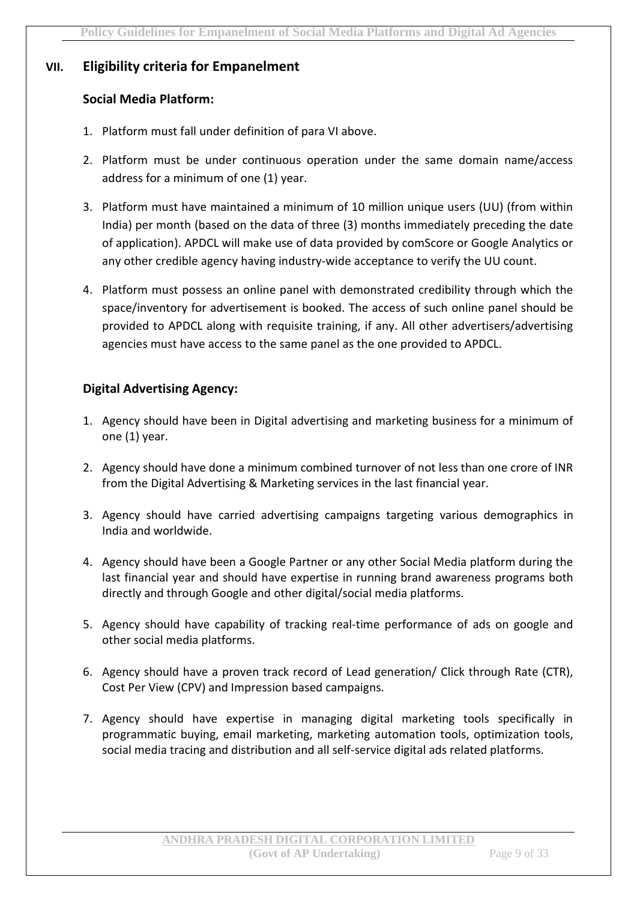## VII. Eligibility criteria for Empanelment

### Social Media Platform:

1. Platform must fall under definition of para VI above.
2. Platform must be under continuous operation under the same domain name/access address for a minimum of one (1) year.
3. Platform must have maintained a minimum of 10 million unique users (UU) (from within India) per month (based on the data of three (3) months immediately preceding the date of application). APDCL will make use of data provided by comScore or Google Analytics or any other credible agency having industry-wide acceptance to verify the UU count.
4. Platform must possess an online panel with demonstrated credibility through which the space/inventory for advertisement is booked. The access of such online panel should be provided to APDCL along with requisite training, if any. All other advertisers/advertising agencies must have access to the same panel as the one provided to APDCL.

### Digital Advertising Agency:

1. Agency should have been in Digital advertising and marketing business for a minimum of one (1) year.
2. Agency should have done a minimum combined turnover of not less than one crore of INR from the Digital Advertising & Marketing services in the last financial year.
3. Agency should have carried advertising campaigns targeting various demographics in India and worldwide.
4. Agency should have been a Google Partner or any other Social Media platform during the last financial year and should have expertise in running brand awareness programs both directly and through Google and other digital/social media platforms.
5. Agency should have capability of tracking real-time performance of ads on google and other social media platforms.
6. Agency should have a proven track record of Lead generation/ Click through Rate (CTR), Cost Per View (CPV) and Impression based campaigns.
7. Agency should have expertise in managing digital marketing tools specifically in programmatic buying, email marketing, marketing automation tools, optimization tools, social media tracing and distribution and all self-service digital ads related platforms.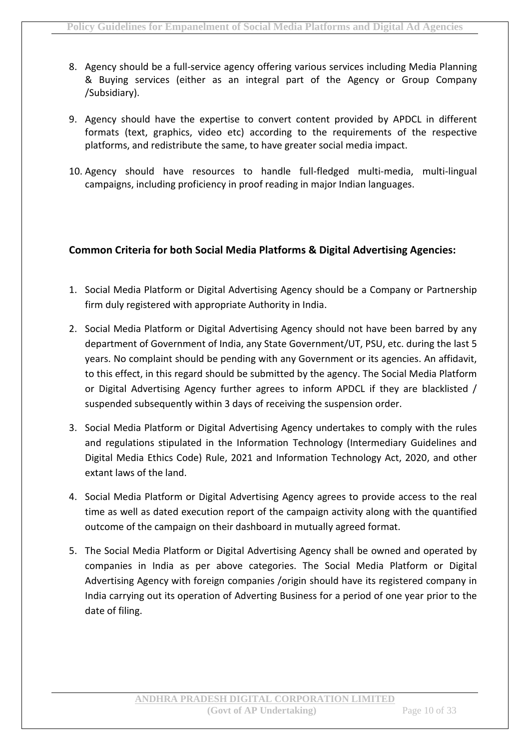8. Agency should be a full-service agency offering various services including Media Planning & Buying services (either as an integral part of the Agency or Group Company /Subsidiary).

9. Agency should have the expertise to convert content provided by APDCL in different formats (text, graphics, video etc) according to the requirements of the respective platforms, and redistribute the same, to have greater social media impact.

10. Agency should have resources to handle full-fledged multi-media, multi-lingual campaigns, including proficiency in proof reading in major Indian languages.

### Common Criteria for both Social Media Platforms & Digital Advertising Agencies:

1. Social Media Platform or Digital Advertising Agency should be a Company or Partnership firm duly registered with appropriate Authority in India.

2. Social Media Platform or Digital Advertising Agency should not have been barred by any department of Government of India, any State Government/UT, PSU, etc. during the last 5 years. No complaint should be pending with any Government or its agencies. An affidavit, to this effect, in this regard should be submitted by the agency. The Social Media Platform or Digital Advertising Agency further agrees to inform APDCL if they are blacklisted / suspended subsequently within 3 days of receiving the suspension order.

3. Social Media Platform or Digital Advertising Agency undertakes to comply with the rules and regulations stipulated in the Information Technology (Intermediary Guidelines and Digital Media Ethics Code) Rule, 2021 and Information Technology Act, 2020, and other extant laws of the land.

4. Social Media Platform or Digital Advertising Agency agrees to provide access to the real time as well as dated execution report of the campaign activity along with the quantified outcome of the campaign on their dashboard in mutually agreed format.

5. The Social Media Platform or Digital Advertising Agency shall be owned and operated by companies in India as per above categories. The Social Media Platform or Digital Advertising Agency with foreign companies /origin should have its registered company in India carrying out its operation of Adverting Business for a period of one year prior to the date of filing.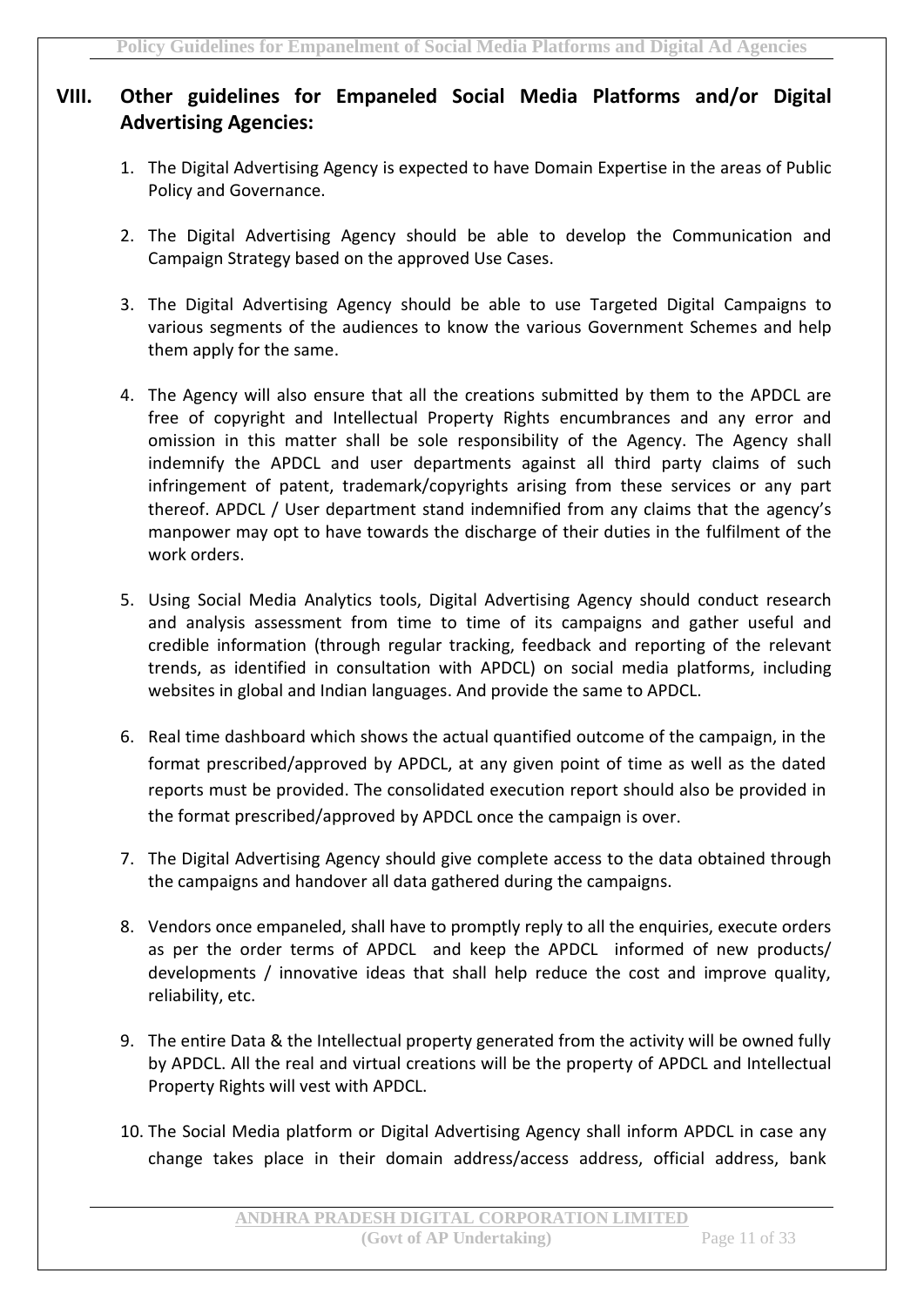## VIII. Other guidelines for Empaneled Social Media Platforms and/or Digital Advertising Agencies:

1. The Digital Advertising Agency is expected to have Domain Expertise in the areas of Public Policy and Governance.

2. The Digital Advertising Agency should be able to develop the Communication and Campaign Strategy based on the approved Use Cases.

3. The Digital Advertising Agency should be able to use Targeted Digital Campaigns to various segments of the audiences to know the various Government Schemes and help them apply for the same.

4. The Agency will also ensure that all the creations submitted by them to the APDCL are free of copyright and Intellectual Property Rights encumbrances and any error and omission in this matter shall be sole responsibility of the Agency. The Agency shall indemnify the APDCL and user departments against all third party claims of such infringement of patent, trademark/copyrights arising from these services or any part thereof. APDCL / User department stand indemnified from any claims that the agency's manpower may opt to have towards the discharge of their duties in the fulfilment of the work orders.

5. Using Social Media Analytics tools, Digital Advertising Agency should conduct research and analysis assessment from time to time of its campaigns and gather useful and credible information (through regular tracking, feedback and reporting of the relevant trends, as identified in consultation with APDCL) on social media platforms, including websites in global and Indian languages. And provide the same to APDCL.

6. Real time dashboard which shows the actual quantified outcome of the campaign, in the format prescribed/approved by APDCL, at any given point of time as well as the dated reports must be provided. The consolidated execution report should also be provided in the format prescribed/approved by APDCL once the campaign is over.

7. The Digital Advertising Agency should give complete access to the data obtained through the campaigns and handover all data gathered during the campaigns.

8. Vendors once empaneled, shall have to promptly reply to all the enquiries, execute orders as per the order terms of APDCL and keep the APDCL informed of new products/ developments / innovative ideas that shall help reduce the cost and improve quality, reliability, etc.

9. The entire Data & the Intellectual property generated from the activity will be owned fully by APDCL. All the real and virtual creations will be the property of APDCL and Intellectual Property Rights will vest with APDCL.

10. The Social Media platform or Digital Advertising Agency shall inform APDCL in case any change takes place in their domain address/access address, official address, bank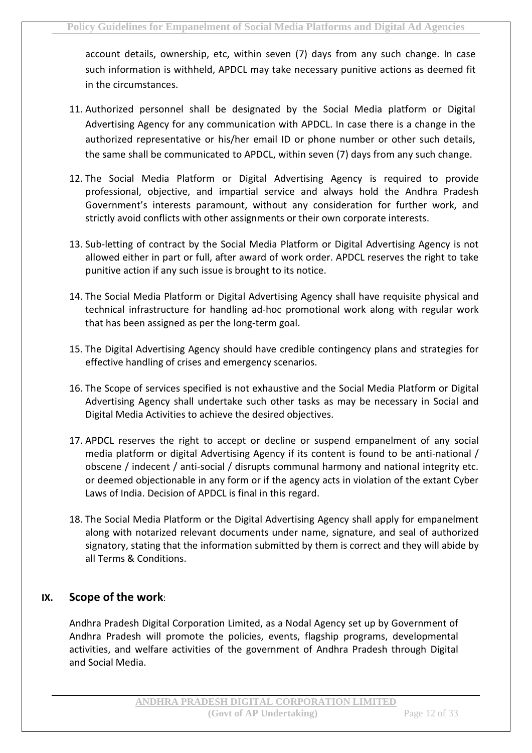account details, ownership, etc, within seven (7) days from any such change. In case such information is withheld, APDCL may take necessary punitive actions as deemed fit in the circumstances.

11. Authorized personnel shall be designated by the Social Media platform or Digital Advertising Agency for any communication with APDCL. In case there is a change in the authorized representative or his/her email ID or phone number or other such details, the same shall be communicated to APDCL, within seven (7) days from any such change.

12. The Social Media Platform or Digital Advertising Agency is required to provide professional, objective, and impartial service and always hold the Andhra Pradesh Government's interests paramount, without any consideration for further work, and strictly avoid conflicts with other assignments or their own corporate interests.

13. Sub-letting of contract by the Social Media Platform or Digital Advertising Agency is not allowed either in part or full, after award of work order. APDCL reserves the right to take punitive action if any such issue is brought to its notice.

14. The Social Media Platform or Digital Advertising Agency shall have requisite physical and technical infrastructure for handling ad-hoc promotional work along with regular work that has been assigned as per the long-term goal.

15. The Digital Advertising Agency should have credible contingency plans and strategies for effective handling of crises and emergency scenarios.

16. The Scope of services specified is not exhaustive and the Social Media Platform or Digital Advertising Agency shall undertake such other tasks as may be necessary in Social and Digital Media Activities to achieve the desired objectives.

17. APDCL reserves the right to accept or decline or suspend empanelment of any social media platform or digital Advertising Agency if its content is found to be anti-national / obscene / indecent / anti-social / disrupts communal harmony and national integrity etc. or deemed objectionable in any form or if the agency acts in violation of the extant Cyber Laws of India. Decision of APDCL is final in this regard.

18. The Social Media Platform or the Digital Advertising Agency shall apply for empanelment along with notarized relevant documents under name, signature, and seal of authorized signatory, stating that the information submitted by them is correct and they will abide by all Terms & Conditions.

## IX. Scope of the work:

Andhra Pradesh Digital Corporation Limited, as a Nodal Agency set up by Government of Andhra Pradesh will promote the policies, events, flagship programs, developmental activities, and welfare activities of the government of Andhra Pradesh through Digital and Social Media.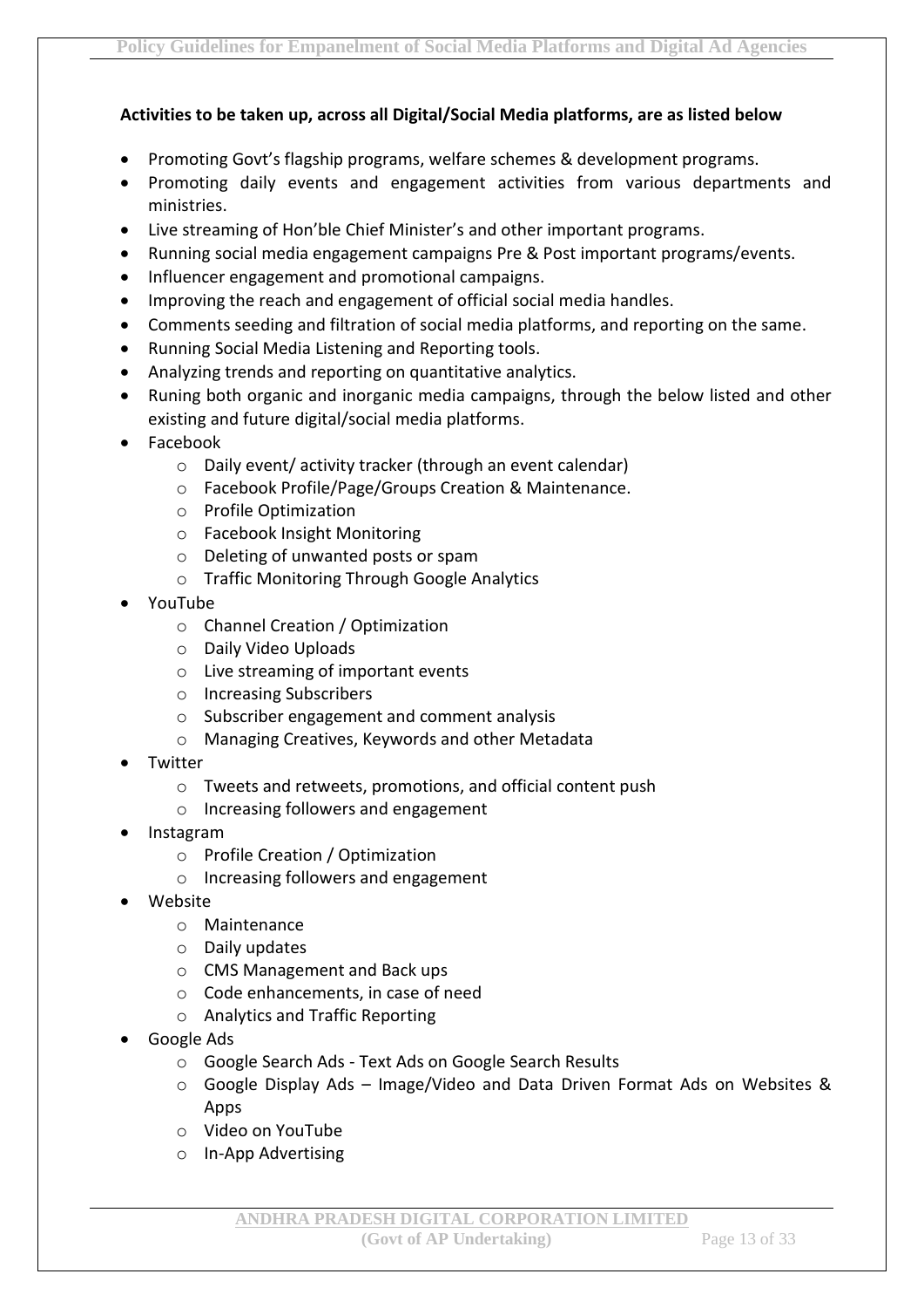**Activities to be taken up, across all Digital/Social Media platforms, are as listed below**

- Promoting Govt's flagship programs, welfare schemes & development programs.
- Promoting daily events and engagement activities from various departments and ministries.
- Live streaming of Hon'ble Chief Minister's and other important programs.
- Running social media engagement campaigns Pre & Post important programs/events.
- Influencer engagement and promotional campaigns.
- Improving the reach and engagement of official social media handles.
- Comments seeding and filtration of social media platforms, and reporting on the same.
- Running Social Media Listening and Reporting tools.
- Analyzing trends and reporting on quantitative analytics.
- Runing both organic and inorganic media campaigns, through the below listed and other existing and future digital/social media platforms.
- Facebook
    - Daily event/ activity tracker (through an event calendar)
    - Facebook Profile/Page/Groups Creation & Maintenance.
    - Profile Optimization
    - Facebook Insight Monitoring
    - Deleting of unwanted posts or spam
    - Traffic Monitoring Through Google Analytics
- YouTube
    - Channel Creation / Optimization
    - Daily Video Uploads
    - Live streaming of important events
    - Increasing Subscribers
    - Subscriber engagement and comment analysis
    - Managing Creatives, Keywords and other Metadata
- Twitter
    - Tweets and retweets, promotions, and official content push
    - Increasing followers and engagement
- Instagram
    - Profile Creation / Optimization
    - Increasing followers and engagement
- Website
    - Maintenance
    - Daily updates
    - CMS Management and Back ups
    - Code enhancements, in case of need
    - Analytics and Traffic Reporting
- Google Ads
    - Google Search Ads - Text Ads on Google Search Results
    - Google Display Ads – Image/Video and Data Driven Format Ads on Websites & Apps
    - Video on YouTube
    - In-App Advertising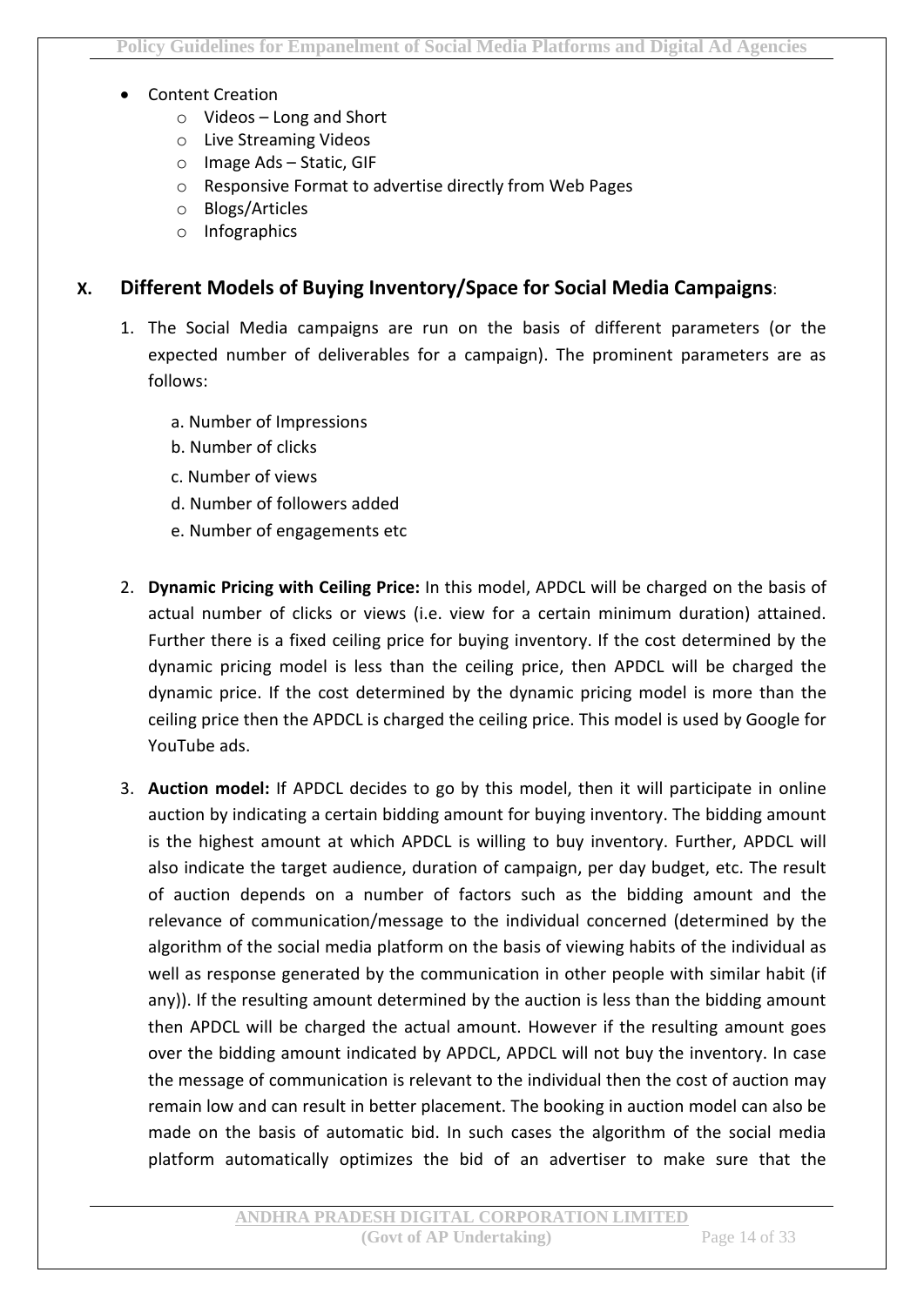- Content Creation
  - Videos – Long and Short
  - Live Streaming Videos
  - Image Ads – Static, GIF
  - Responsive Format to advertise directly from Web Pages
  - Blogs/Articles
  - Infographics

## X. Different Models of Buying Inventory/Space for Social Media Campaigns:

1. The Social Media campaigns are run on the basis of different parameters (or the expected number of deliverables for a campaign). The prominent parameters are as follows:

   a. Number of Impressions
   b. Number of clicks
   c. Number of views
   d. Number of followers added
   e. Number of engagements etc

2. **Dynamic Pricing with Ceiling Price:** In this model, APDCL will be charged on the basis of actual number of clicks or views (i.e. view for a certain minimum duration) attained. Further there is a fixed ceiling price for buying inventory. If the cost determined by the dynamic pricing model is less than the ceiling price, then APDCL will be charged the dynamic price. If the cost determined by the dynamic pricing model is more than the ceiling price then the APDCL is charged the ceiling price. This model is used by Google for YouTube ads.

3. **Auction model:** If APDCL decides to go by this model, then it will participate in online auction by indicating a certain bidding amount for buying inventory. The bidding amount is the highest amount at which APDCL is willing to buy inventory. Further, APDCL will also indicate the target audience, duration of campaign, per day budget, etc. The result of auction depends on a number of factors such as the bidding amount and the relevance of communication/message to the individual concerned (determined by the algorithm of the social media platform on the basis of viewing habits of the individual as well as response generated by the communication in other people with similar habit (if any)). If the resulting amount determined by the auction is less than the bidding amount then APDCL will be charged the actual amount. However if the resulting amount goes over the bidding amount indicated by APDCL, APDCL will not buy the inventory. In case the message of communication is relevant to the individual then the cost of auction may remain low and can result in better placement. The booking in auction model can also be made on the basis of automatic bid. In such cases the algorithm of the social media platform automatically optimizes the bid of an advertiser to make sure that the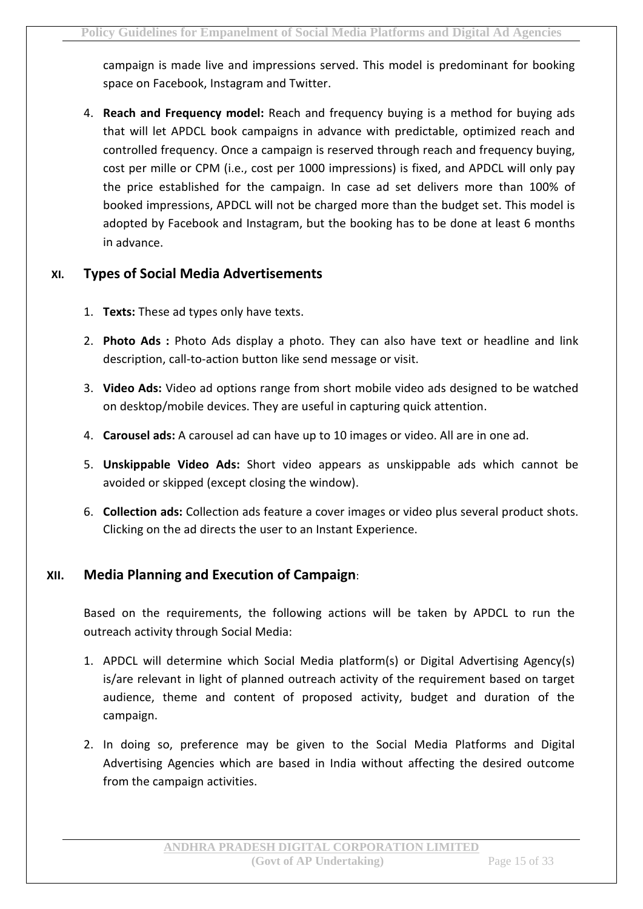campaign is made live and impressions served. This model is predominant for booking space on Facebook, Instagram and Twitter.

4. **Reach and Frequency model:** Reach and frequency buying is a method for buying ads that will let APDCL book campaigns in advance with predictable, optimized reach and controlled frequency. Once a campaign is reserved through reach and frequency buying, cost per mille or CPM (i.e., cost per 1000 impressions) is fixed, and APDCL will only pay the price established for the campaign. In case ad set delivers more than 100% of booked impressions, APDCL will not be charged more than the budget set. This model is adopted by Facebook and Instagram, but the booking has to be done at least 6 months in advance.

## XI. Types of Social Media Advertisements

1. **Texts:** These ad types only have texts.
2. **Photo Ads :** Photo Ads display a photo. They can also have text or headline and link description, call-to-action button like send message or visit.
3. **Video Ads:** Video ad options range from short mobile video ads designed to be watched on desktop/mobile devices. They are useful in capturing quick attention.
4. **Carousel ads:** A carousel ad can have up to 10 images or video. All are in one ad.
5. **Unskippable Video Ads:** Short video appears as unskippable ads which cannot be avoided or skipped (except closing the window).
6. **Collection ads:** Collection ads feature a cover images or video plus several product shots. Clicking on the ad directs the user to an Instant Experience.

## XII. Media Planning and Execution of Campaign:

Based on the requirements, the following actions will be taken by APDCL to run the outreach activity through Social Media:

1. APDCL will determine which Social Media platform(s) or Digital Advertising Agency(s) is/are relevant in light of planned outreach activity of the requirement based on target audience, theme and content of proposed activity, budget and duration of the campaign.
2. In doing so, preference may be given to the Social Media Platforms and Digital Advertising Agencies which are based in India without affecting the desired outcome from the campaign activities.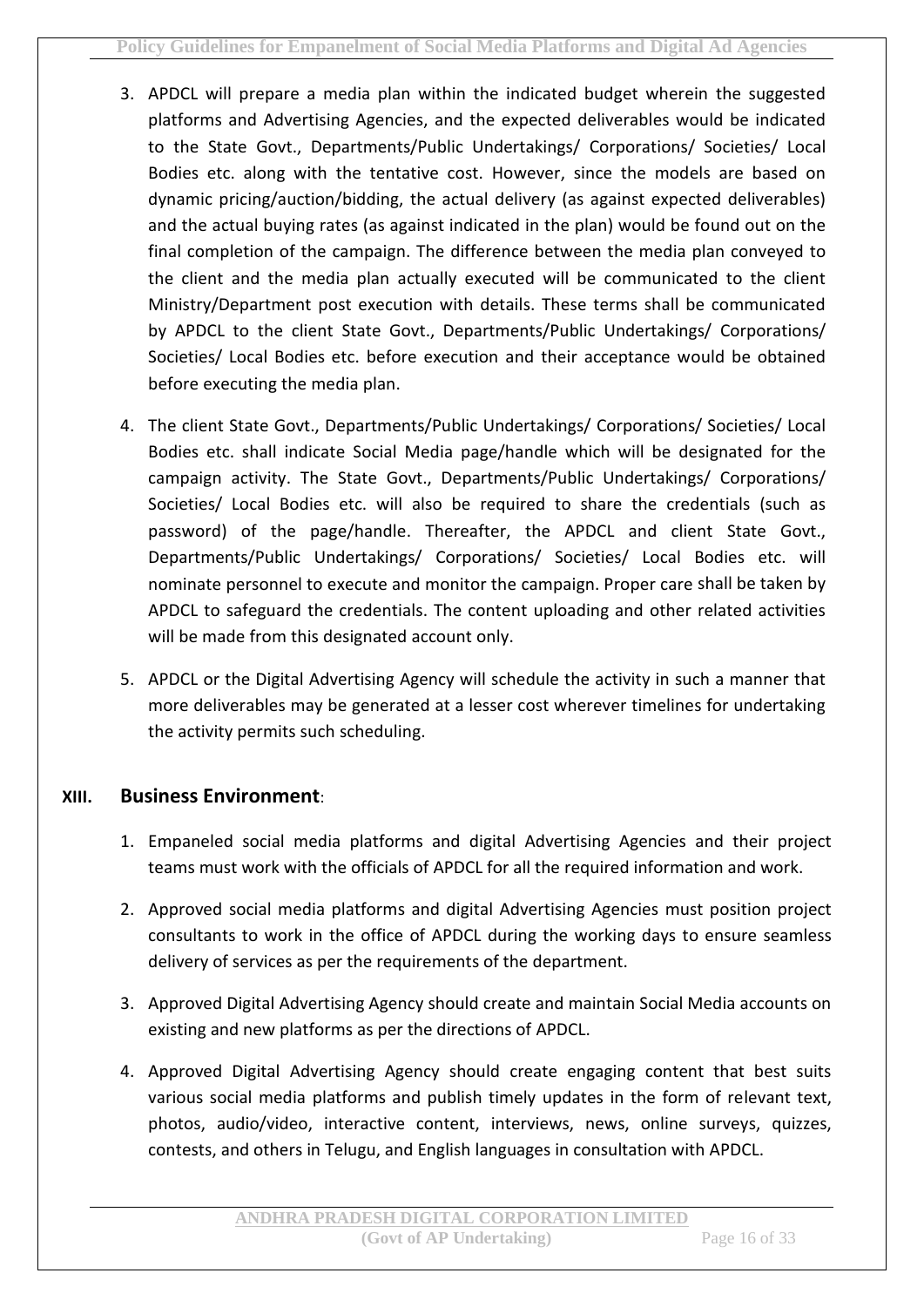3. APDCL will prepare a media plan within the indicated budget wherein the suggested platforms and Advertising Agencies, and the expected deliverables would be indicated to the State Govt., Departments/Public Undertakings/ Corporations/ Societies/ Local Bodies etc. along with the tentative cost. However, since the models are based on dynamic pricing/auction/bidding, the actual delivery (as against expected deliverables) and the actual buying rates (as against indicated in the plan) would be found out on the final completion of the campaign. The difference between the media plan conveyed to the client and the media plan actually executed will be communicated to the client Ministry/Department post execution with details. These terms shall be communicated by APDCL to the client State Govt., Departments/Public Undertakings/ Corporations/ Societies/ Local Bodies etc. before execution and their acceptance would be obtained before executing the media plan.

4. The client State Govt., Departments/Public Undertakings/ Corporations/ Societies/ Local Bodies etc. shall indicate Social Media page/handle which will be designated for the campaign activity. The State Govt., Departments/Public Undertakings/ Corporations/ Societies/ Local Bodies etc. will also be required to share the credentials (such as password) of the page/handle. Thereafter, the APDCL and client State Govt., Departments/Public Undertakings/ Corporations/ Societies/ Local Bodies etc. will nominate personnel to execute and monitor the campaign. Proper care shall be taken by APDCL to safeguard the credentials. The content uploading and other related activities will be made from this designated account only.

5. APDCL or the Digital Advertising Agency will schedule the activity in such a manner that more deliverables may be generated at a lesser cost wherever timelines for undertaking the activity permits such scheduling.

## XIII. Business Environment:

1. Empaneled social media platforms and digital Advertising Agencies and their project teams must work with the officials of APDCL for all the required information and work.

2. Approved social media platforms and digital Advertising Agencies must position project consultants to work in the office of APDCL during the working days to ensure seamless delivery of services as per the requirements of the department.

3. Approved Digital Advertising Agency should create and maintain Social Media accounts on existing and new platforms as per the directions of APDCL.

4. Approved Digital Advertising Agency should create engaging content that best suits various social media platforms and publish timely updates in the form of relevant text, photos, audio/video, interactive content, interviews, news, online surveys, quizzes, contests, and others in Telugu, and English languages in consultation with APDCL.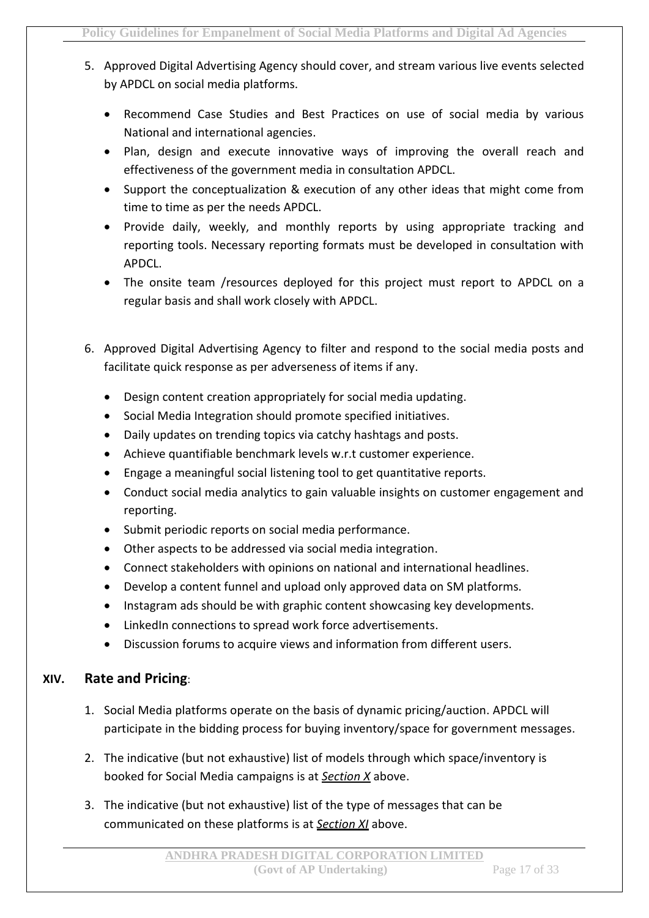5. Approved Digital Advertising Agency should cover, and stream various live events selected by APDCL on social media platforms.

    - Recommend Case Studies and Best Practices on use of social media by various National and international agencies.
    - Plan, design and execute innovative ways of improving the overall reach and effectiveness of the government media in consultation APDCL.
    - Support the conceptualization & execution of any other ideas that might come from time to time as per the needs APDCL.
    - Provide daily, weekly, and monthly reports by using appropriate tracking and reporting tools. Necessary reporting formats must be developed in consultation with APDCL.
    - The onsite team /resources deployed for this project must report to APDCL on a regular basis and shall work closely with APDCL.

6. Approved Digital Advertising Agency to filter and respond to the social media posts and facilitate quick response as per adverseness of items if any.

    - Design content creation appropriately for social media updating.
    - Social Media Integration should promote specified initiatives.
    - Daily updates on trending topics via catchy hashtags and posts.
    - Achieve quantifiable benchmark levels w.r.t customer experience.
    - Engage a meaningful social listening tool to get quantitative reports.
    - Conduct social media analytics to gain valuable insights on customer engagement and reporting.
    - Submit periodic reports on social media performance.
    - Other aspects to be addressed via social media integration.
    - Connect stakeholders with opinions on national and international headlines.
    - Develop a content funnel and upload only approved data on SM platforms.
    - Instagram ads should be with graphic content showcasing key developments.
    - LinkedIn connections to spread work force advertisements.
    - Discussion forums to acquire views and information from different users.

## XIV. Rate and Pricing:

1. Social Media platforms operate on the basis of dynamic pricing/auction. APDCL will participate in the bidding process for buying inventory/space for government messages.

2. The indicative (but not exhaustive) list of models through which space/inventory is booked for Social Media campaigns is at ***Section X*** above.

3. The indicative (but not exhaustive) list of the type of messages that can be communicated on these platforms is at ***Section XI*** above.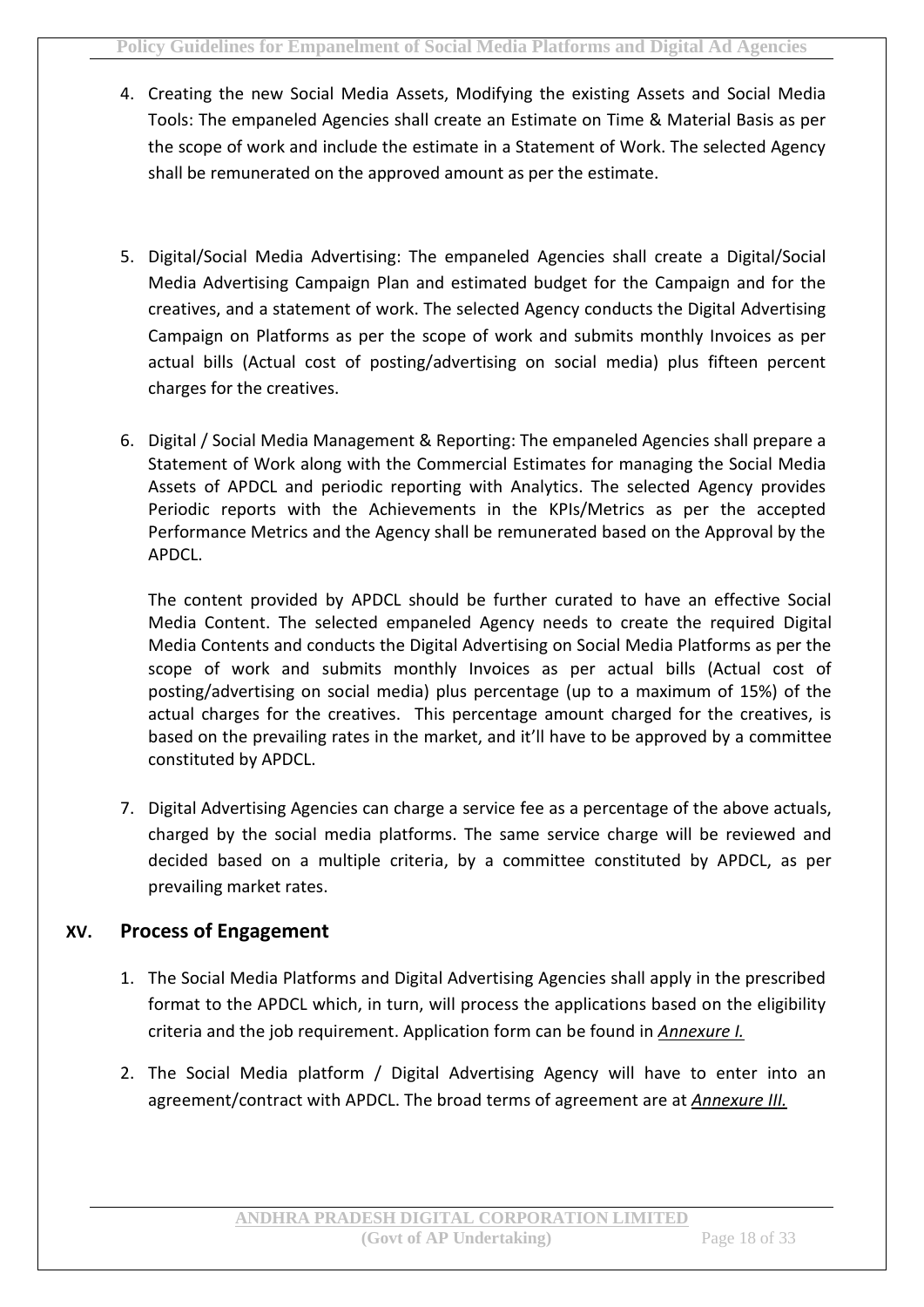4. Creating the new Social Media Assets, Modifying the existing Assets and Social Media Tools: The empaneled Agencies shall create an Estimate on Time & Material Basis as per the scope of work and include the estimate in a Statement of Work. The selected Agency shall be remunerated on the approved amount as per the estimate.

5. Digital/Social Media Advertising: The empaneled Agencies shall create a Digital/Social Media Advertising Campaign Plan and estimated budget for the Campaign and for the creatives, and a statement of work. The selected Agency conducts the Digital Advertising Campaign on Platforms as per the scope of work and submits monthly Invoices as per actual bills (Actual cost of posting/advertising on social media) plus fifteen percent charges for the creatives.

6. Digital / Social Media Management & Reporting: The empaneled Agencies shall prepare a Statement of Work along with the Commercial Estimates for managing the Social Media Assets of APDCL and periodic reporting with Analytics. The selected Agency provides Periodic reports with the Achievements in the KPIs/Metrics as per the accepted Performance Metrics and the Agency shall be remunerated based on the Approval by the APDCL.

   The content provided by APDCL should be further curated to have an effective Social Media Content. The selected empaneled Agency needs to create the required Digital Media Contents and conducts the Digital Advertising on Social Media Platforms as per the scope of work and submits monthly Invoices as per actual bills (Actual cost of posting/advertising on social media) plus percentage (up to a maximum of 15%) of the actual charges for the creatives. This percentage amount charged for the creatives, is based on the prevailing rates in the market, and it'll have to be approved by a committee constituted by APDCL.

7. Digital Advertising Agencies can charge a service fee as a percentage of the above actuals, charged by the social media platforms. The same service charge will be reviewed and decided based on a multiple criteria, by a committee constituted by APDCL, as per prevailing market rates.

## XV. Process of Engagement

1. The Social Media Platforms and Digital Advertising Agencies shall apply in the prescribed format to the APDCL which, in turn, will process the applications based on the eligibility criteria and the job requirement. Application form can be found in ***Annexure I.***

2. The Social Media platform / Digital Advertising Agency will have to enter into an agreement/contract with APDCL. The broad terms of agreement are at ***Annexure III.***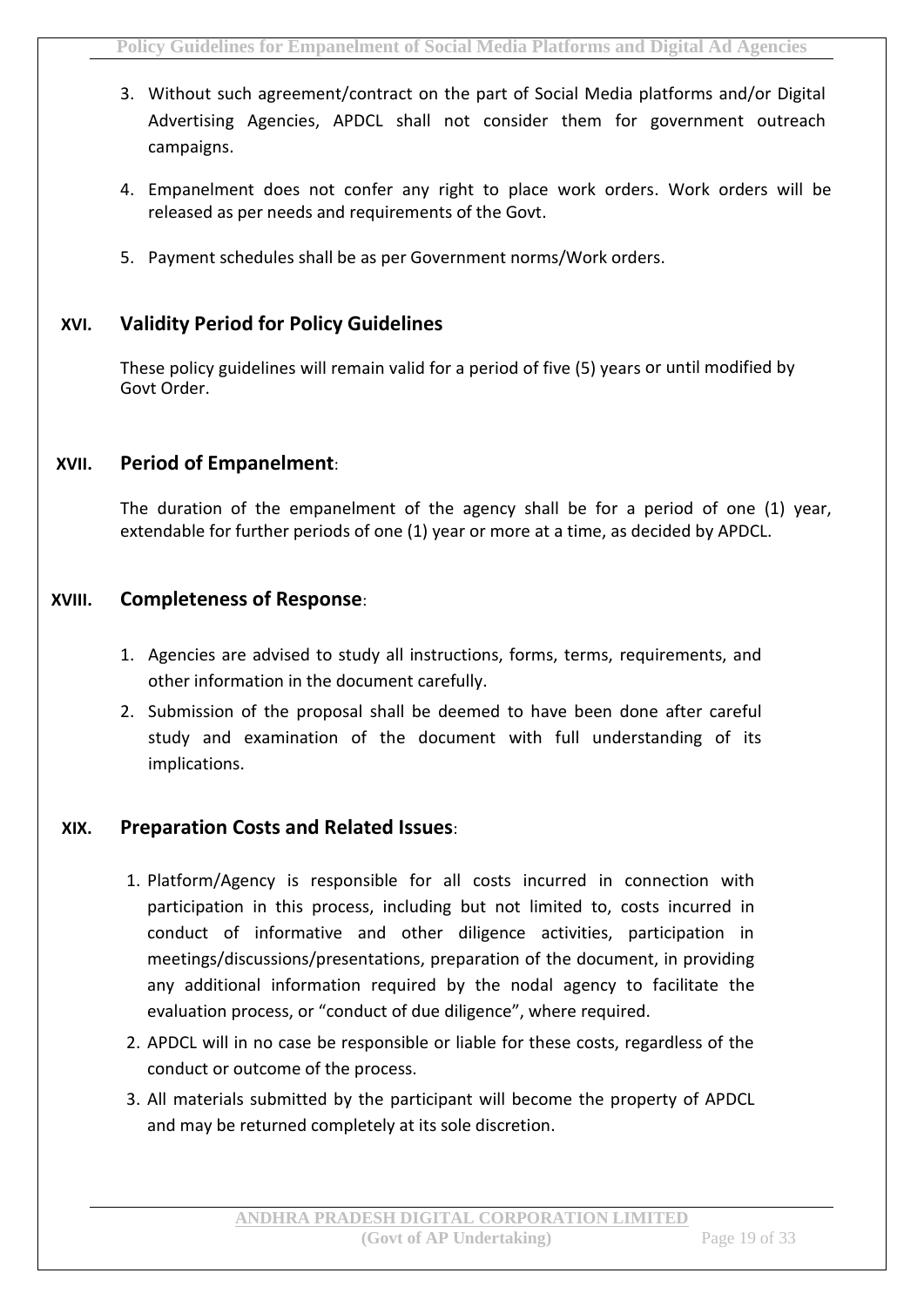3. Without such agreement/contract on the part of Social Media platforms and/or Digital Advertising Agencies, APDCL shall not consider them for government outreach campaigns.

4. Empanelment does not confer any right to place work orders. Work orders will be released as per needs and requirements of the Govt.

5. Payment schedules shall be as per Government norms/Work orders.

## XVI. Validity Period for Policy Guidelines

These policy guidelines will remain valid for a period of five (5) years or until modified by Govt Order.

## XVII. Period of Empanelment:

The duration of the empanelment of the agency shall be for a period of one (1) year, extendable for further periods of one (1) year or more at a time, as decided by APDCL.

## XVIII. Completeness of Response:

1. Agencies are advised to study all instructions, forms, terms, requirements, and other information in the document carefully.
2. Submission of the proposal shall be deemed to have been done after careful study and examination of the document with full understanding of its implications.

## XIX. Preparation Costs and Related Issues:

1. Platform/Agency is responsible for all costs incurred in connection with participation in this process, including but not limited to, costs incurred in conduct of informative and other diligence activities, participation in meetings/discussions/presentations, preparation of the document, in providing any additional information required by the nodal agency to facilitate the evaluation process, or "conduct of due diligence", where required.
2. APDCL will in no case be responsible or liable for these costs, regardless of the conduct or outcome of the process.
3. All materials submitted by the participant will become the property of APDCL and may be returned completely at its sole discretion.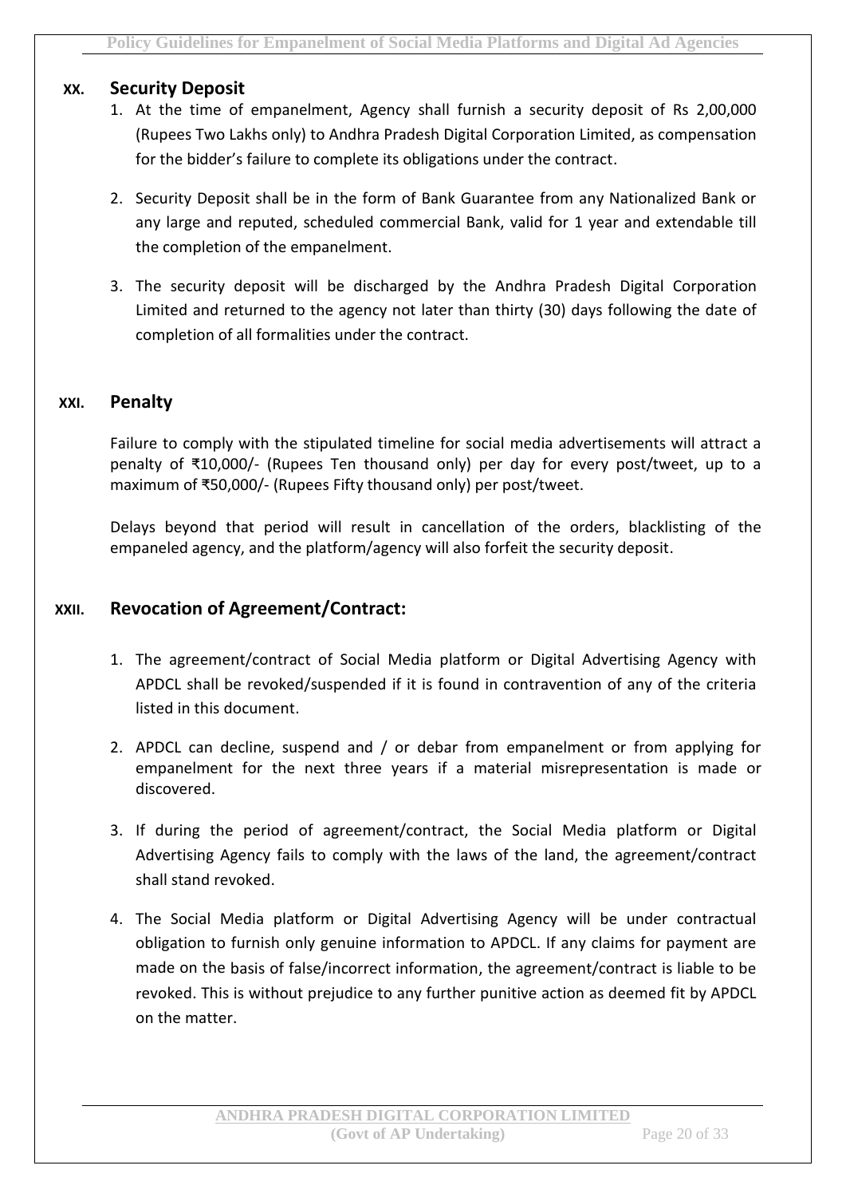## XX. Security Deposit

1. At the time of empanelment, Agency shall furnish a security deposit of Rs 2,00,000 (Rupees Two Lakhs only) to Andhra Pradesh Digital Corporation Limited, as compensation for the bidder's failure to complete its obligations under the contract.
2. Security Deposit shall be in the form of Bank Guarantee from any Nationalized Bank or any large and reputed, scheduled commercial Bank, valid for 1 year and extendable till the completion of the empanelment.
3. The security deposit will be discharged by the Andhra Pradesh Digital Corporation Limited and returned to the agency not later than thirty (30) days following the date of completion of all formalities under the contract.

## XXI. Penalty

Failure to comply with the stipulated timeline for social media advertisements will attract a penalty of ₹10,000/- (Rupees Ten thousand only) per day for every post/tweet, up to a maximum of ₹50,000/- (Rupees Fifty thousand only) per post/tweet.

Delays beyond that period will result in cancellation of the orders, blacklisting of the empaneled agency, and the platform/agency will also forfeit the security deposit.

## XXII. Revocation of Agreement/Contract:

1. The agreement/contract of Social Media platform or Digital Advertising Agency with APDCL shall be revoked/suspended if it is found in contravention of any of the criteria listed in this document.
2. APDCL can decline, suspend and / or debar from empanelment or from applying for empanelment for the next three years if a material misrepresentation is made or discovered.
3. If during the period of agreement/contract, the Social Media platform or Digital Advertising Agency fails to comply with the laws of the land, the agreement/contract shall stand revoked.
4. The Social Media platform or Digital Advertising Agency will be under contractual obligation to furnish only genuine information to APDCL. If any claims for payment are made on the basis of false/incorrect information, the agreement/contract is liable to be revoked. This is without prejudice to any further punitive action as deemed fit by APDCL on the matter.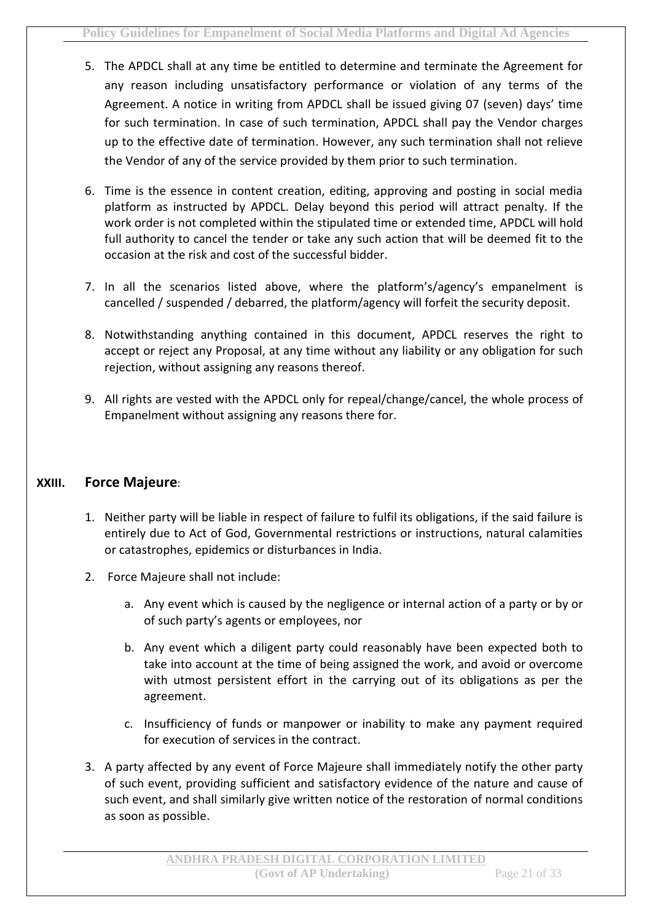5. The APDCL shall at any time be entitled to determine and terminate the Agreement for any reason including unsatisfactory performance or violation of any terms of the Agreement. A notice in writing from APDCL shall be issued giving 07 (seven) days' time for such termination. In case of such termination, APDCL shall pay the Vendor charges up to the effective date of termination. However, any such termination shall not relieve the Vendor of any of the service provided by them prior to such termination.

6. Time is the essence in content creation, editing, approving and posting in social media platform as instructed by APDCL. Delay beyond this period will attract penalty. If the work order is not completed within the stipulated time or extended time, APDCL will hold full authority to cancel the tender or take any such action that will be deemed fit to the occasion at the risk and cost of the successful bidder.

7. In all the scenarios listed above, where the platform's/agency's empanelment is cancelled / suspended / debarred, the platform/agency will forfeit the security deposit.

8. Notwithstanding anything contained in this document, APDCL reserves the right to accept or reject any Proposal, at any time without any liability or any obligation for such rejection, without assigning any reasons thereof.

9. All rights are vested with the APDCL only for repeal/change/cancel, the whole process of Empanelment without assigning any reasons there for.

## XXIII. Force Majeure:

1. Neither party will be liable in respect of failure to fulfil its obligations, if the said failure is entirely due to Act of God, Governmental restrictions or instructions, natural calamities or catastrophes, epidemics or disturbances in India.

2. Force Majeure shall not include:

   a. Any event which is caused by the negligence or internal action of a party or by or of such party's agents or employees, nor

   b. Any event which a diligent party could reasonably have been expected both to take into account at the time of being assigned the work, and avoid or overcome with utmost persistent effort in the carrying out of its obligations as per the agreement.

   c. Insufficiency of funds or manpower or inability to make any payment required for execution of services in the contract.

3. A party affected by any event of Force Majeure shall immediately notify the other party of such event, providing sufficient and satisfactory evidence of the nature and cause of such event, and shall similarly give written notice of the restoration of normal conditions as soon as possible.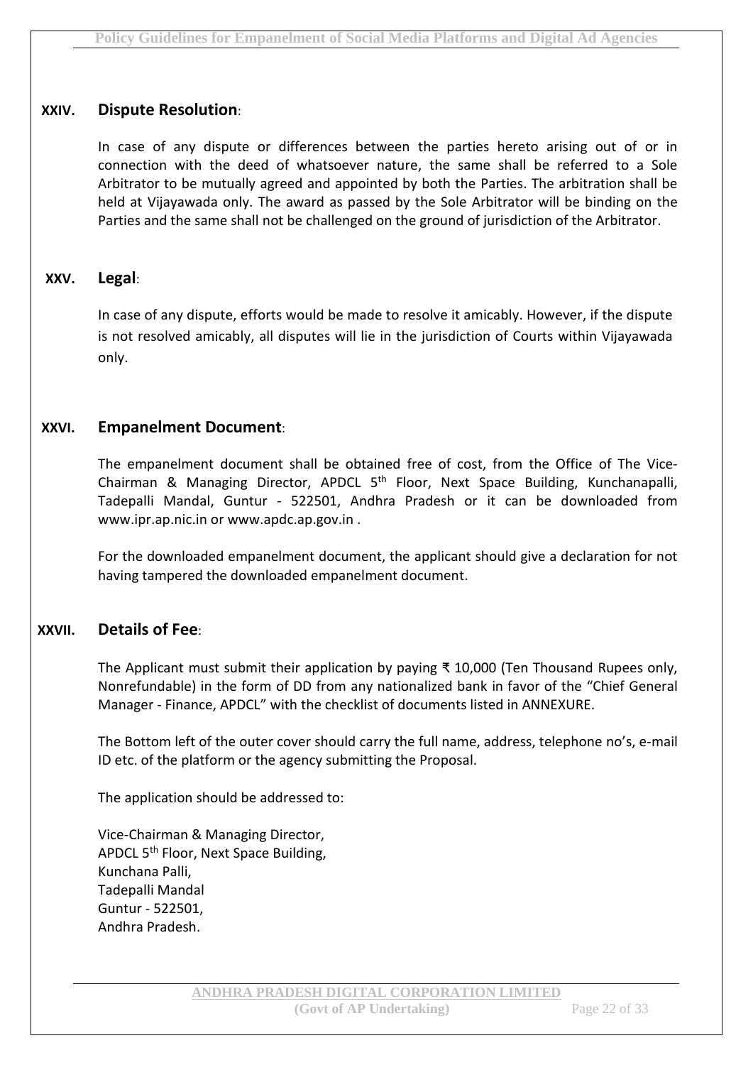## XXIV. Dispute Resolution:

In case of any dispute or differences between the parties hereto arising out of or in connection with the deed of whatsoever nature, the same shall be referred to a Sole Arbitrator to be mutually agreed and appointed by both the Parties. The arbitration shall be held at Vijayawada only. The award as passed by the Sole Arbitrator will be binding on the Parties and the same shall not be challenged on the ground of jurisdiction of the Arbitrator.

## XXV. Legal:

In case of any dispute, efforts would be made to resolve it amicably. However, if the dispute is not resolved amicably, all disputes will lie in the jurisdiction of Courts within Vijayawada only.

## XXVI. Empanelment Document:

The empanelment document shall be obtained free of cost, from the Office of The Vice-Chairman & Managing Director, APDCL 5th Floor, Next Space Building, Kunchanapalli, Tadepalli Mandal, Guntur - 522501, Andhra Pradesh or it can be downloaded from www.ipr.ap.nic.in or www.apdc.ap.gov.in .

For the downloaded empanelment document, the applicant should give a declaration for not having tampered the downloaded empanelment document.

## XXVII. Details of Fee:

The Applicant must submit their application by paying ₹ 10,000 (Ten Thousand Rupees only, Nonrefundable) in the form of DD from any nationalized bank in favor of the "Chief General Manager - Finance, APDCL" with the checklist of documents listed in ANNEXURE.

The Bottom left of the outer cover should carry the full name, address, telephone no's, e-mail ID etc. of the platform or the agency submitting the Proposal.

The application should be addressed to:

Vice-Chairman & Managing Director,  
APDCL 5th Floor, Next Space Building,  
Kunchana Palli,  
Tadepalli Mandal  
Guntur - 522501,  
Andhra Pradesh.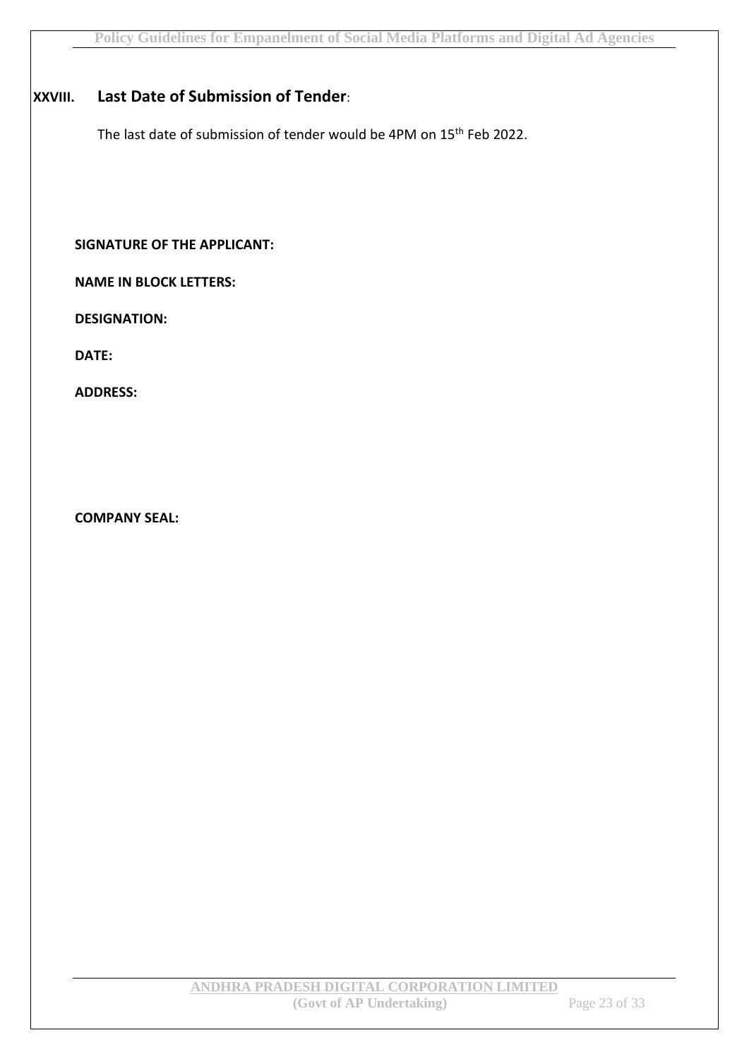## XXVIII. Last Date of Submission of Tender:

The last date of submission of tender would be 4PM on 15th Feb 2022.

**SIGNATURE OF THE APPLICANT:**

**NAME IN BLOCK LETTERS:**

**DESIGNATION:**

**DATE:**

**ADDRESS:**

**COMPANY SEAL:**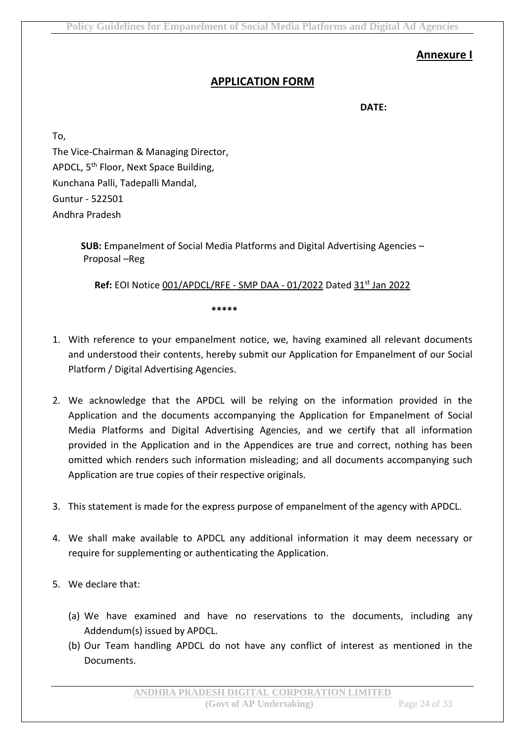**Annexure I**

## APPLICATION FORM

**DATE:**

To,
The Vice-Chairman & Managing Director,
APDCL, 5th Floor, Next Space Building,
Kunchana Palli, Tadepalli Mandal,
Guntur - 522501
Andhra Pradesh

**SUB:** Empanelment of Social Media Platforms and Digital Advertising Agencies – Proposal –Reg

**Ref:** EOI Notice 001/APDCL/RFE - SMP DAA - 01/2022 Dated 31st Jan 2022

*****

1. With reference to your empanelment notice, we, having examined all relevant documents and understood their contents, hereby submit our Application for Empanelment of our Social Platform / Digital Advertising Agencies.

2. We acknowledge that the APDCL will be relying on the information provided in the Application and the documents accompanying the Application for Empanelment of Social Media Platforms and Digital Advertising Agencies, and we certify that all information provided in the Application and in the Appendices are true and correct, nothing has been omitted which renders such information misleading; and all documents accompanying such Application are true copies of their respective originals.

3. This statement is made for the express purpose of empanelment of the agency with APDCL.

4. We shall make available to APDCL any additional information it may deem necessary or require for supplementing or authenticating the Application.

5. We declare that:

   (a) We have examined and have no reservations to the documents, including any Addendum(s) issued by APDCL.

   (b) Our Team handling APDCL do not have any conflict of interest as mentioned in the Documents.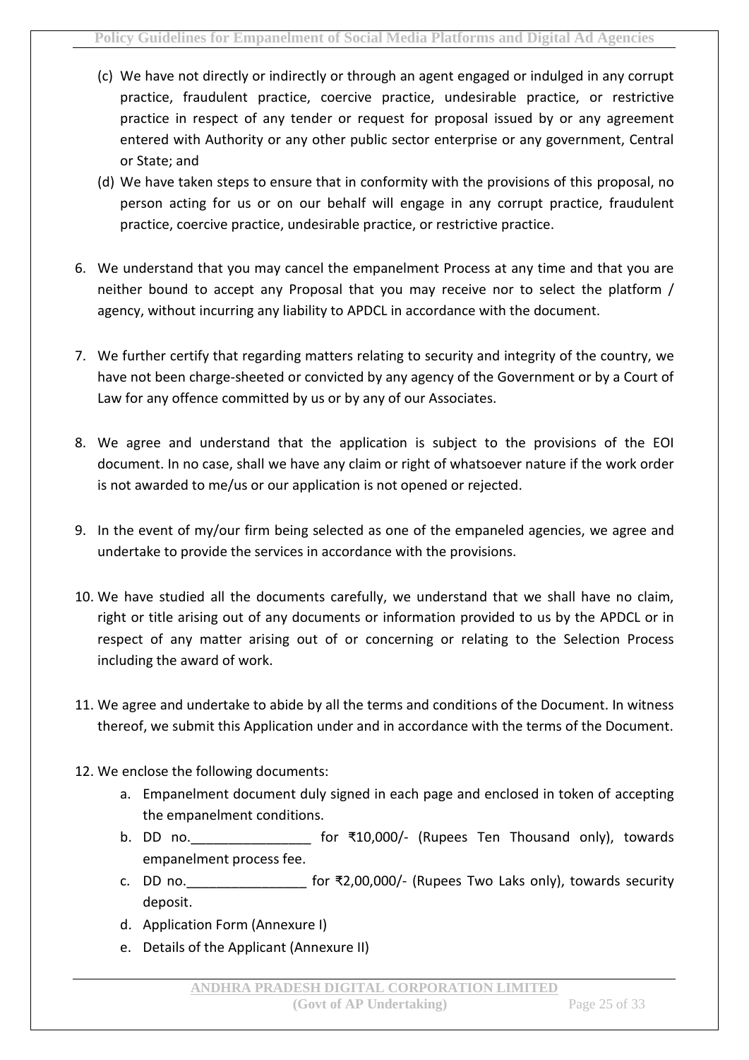(c) We have not directly or indirectly or through an agent engaged or indulged in any corrupt practice, fraudulent practice, coercive practice, undesirable practice, or restrictive practice in respect of any tender or request for proposal issued by or any agreement entered with Authority or any other public sector enterprise or any government, Central or State; and

(d) We have taken steps to ensure that in conformity with the provisions of this proposal, no person acting for us or on our behalf will engage in any corrupt practice, fraudulent practice, coercive practice, undesirable practice, or restrictive practice.

6. We understand that you may cancel the empanelment Process at any time and that you are neither bound to accept any Proposal that you may receive nor to select the platform / agency, without incurring any liability to APDCL in accordance with the document.

7. We further certify that regarding matters relating to security and integrity of the country, we have not been charge-sheeted or convicted by any agency of the Government or by a Court of Law for any offence committed by us or by any of our Associates.

8. We agree and understand that the application is subject to the provisions of the EOI document. In no case, shall we have any claim or right of whatsoever nature if the work order is not awarded to me/us or our application is not opened or rejected.

9. In the event of my/our firm being selected as one of the empaneled agencies, we agree and undertake to provide the services in accordance with the provisions.

10. We have studied all the documents carefully, we understand that we shall have no claim, right or title arising out of any documents or information provided to us by the APDCL or in respect of any matter arising out of or concerning or relating to the Selection Process including the award of work.

11. We agree and undertake to abide by all the terms and conditions of the Document. In witness thereof, we submit this Application under and in accordance with the terms of the Document.

12. We enclose the following documents:
    a. Empanelment document duly signed in each page and enclosed in token of accepting the empanelment conditions.
    b. DD no.________________ for ₹10,000/- (Rupees Ten Thousand only), towards empanelment process fee.
    c. DD no.________________ for ₹2,00,000/- (Rupees Two Laks only), towards security deposit.
    d. Application Form (Annexure I)
    e. Details of the Applicant (Annexure II)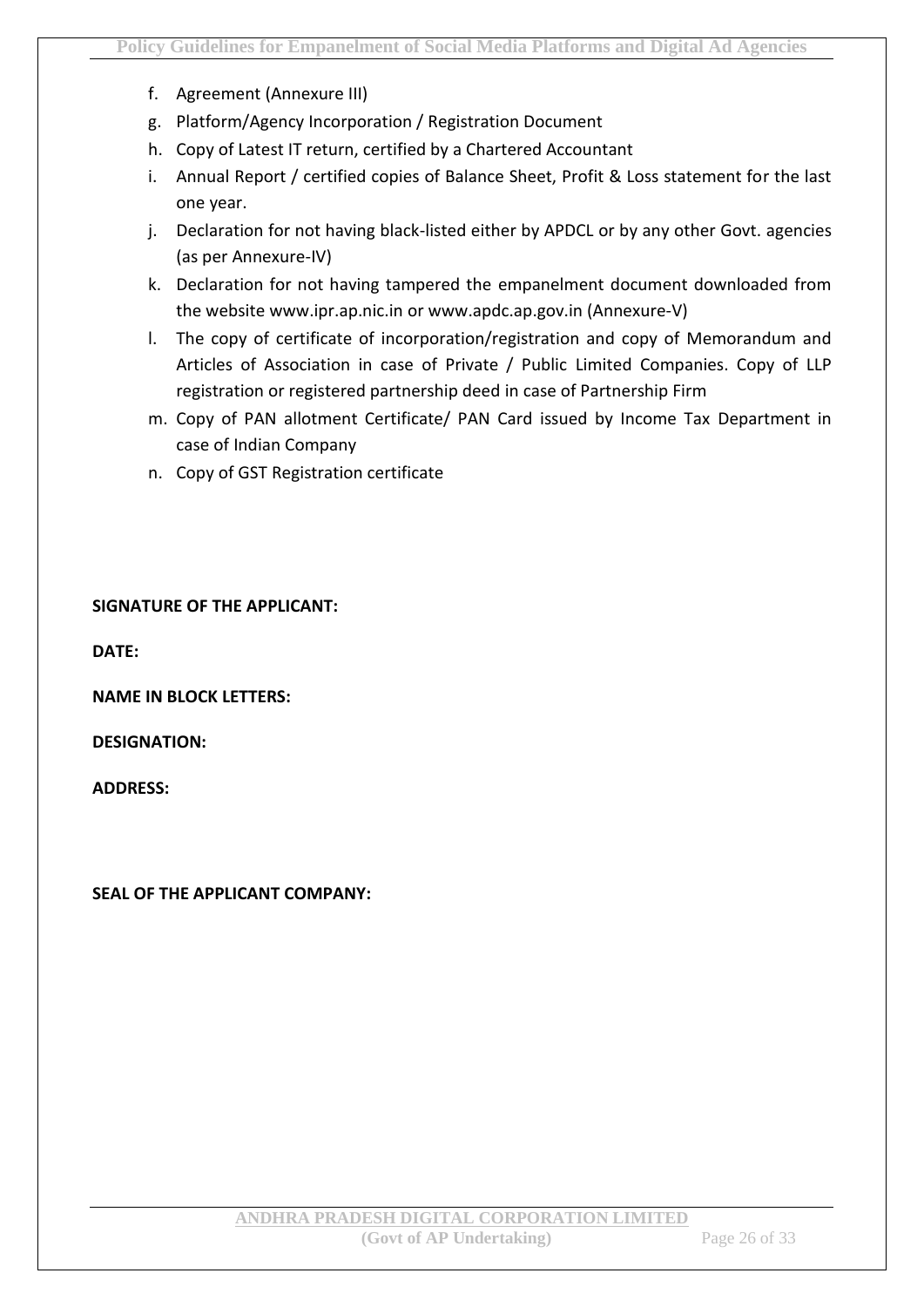f. Agreement (Annexure III)
g. Platform/Agency Incorporation / Registration Document
h. Copy of Latest IT return, certified by a Chartered Accountant
i. Annual Report / certified copies of Balance Sheet, Profit & Loss statement for the last one year.
j. Declaration for not having black-listed either by APDCL or by any other Govt. agencies (as per Annexure-IV)
k. Declaration for not having tampered the empanelment document downloaded from the website www.ipr.ap.nic.in or www.apdc.ap.gov.in (Annexure-V)
l. The copy of certificate of incorporation/registration and copy of Memorandum and Articles of Association in case of Private / Public Limited Companies. Copy of LLP registration or registered partnership deed in case of Partnership Firm
m. Copy of PAN allotment Certificate/ PAN Card issued by Income Tax Department in case of Indian Company
n. Copy of GST Registration certificate

**SIGNATURE OF THE APPLICANT:**

**DATE:**

**NAME IN BLOCK LETTERS:**

**DESIGNATION:**

**ADDRESS:**

**SEAL OF THE APPLICANT COMPANY:**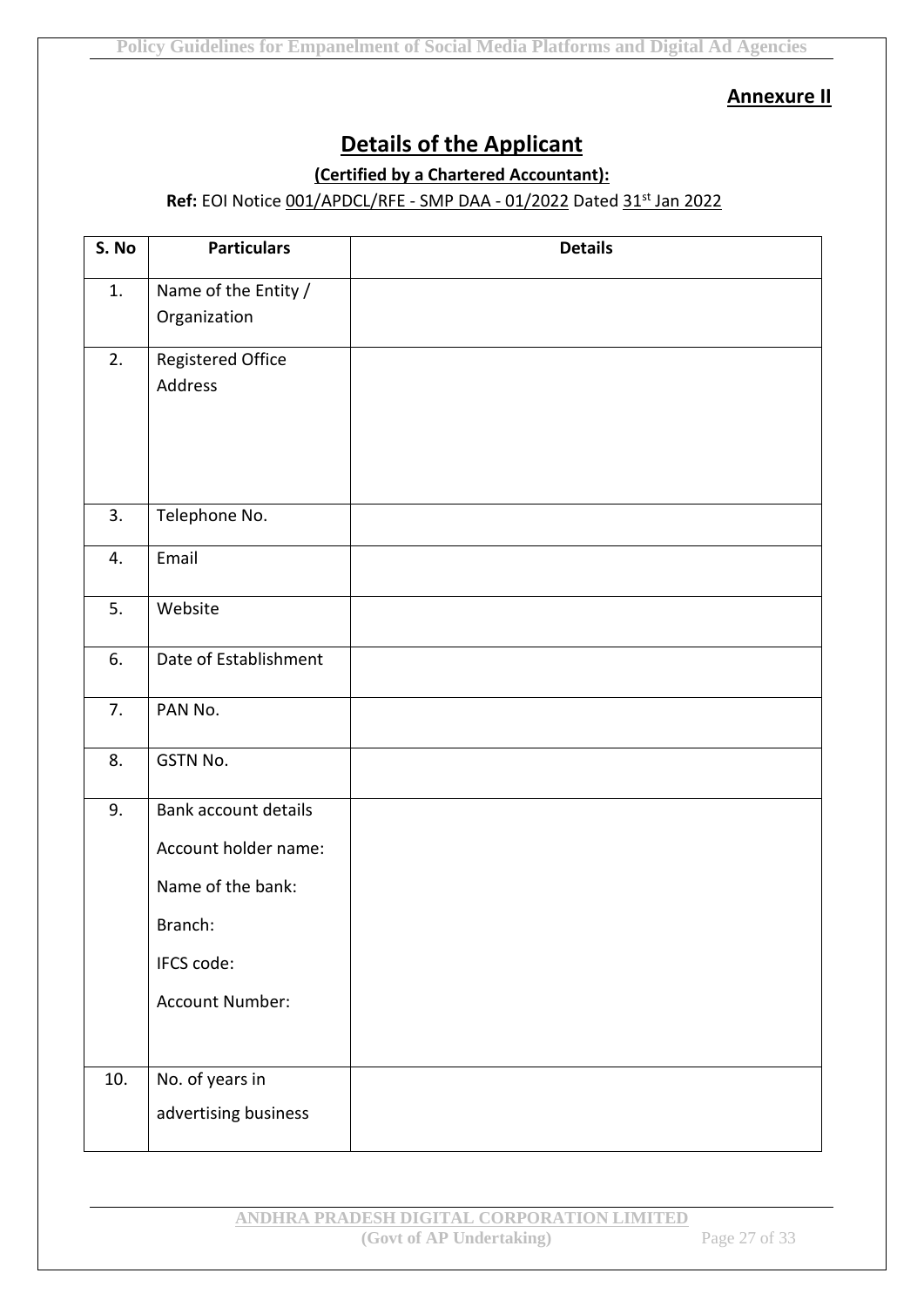**Annexure II**

# Details of the Applicant

**(Certified by a Chartered Accountant):**

**Ref:** EOI Notice 001/APDCL/RFE - SMP DAA - 01/2022 Dated 31st Jan 2022

| S. No | Particulars | Details |
|---|---|---|
| 1. | Name of the Entity / Organization | |
| 2. | Registered Office Address | |
| 3. | Telephone No. | |
| 4. | Email | |
| 5. | Website | |
| 6. | Date of Establishment | |
| 7. | PAN No. | |
| 8. | GSTN No. | |
| 9. | Bank account details<br>Account holder name:<br>Name of the bank:<br>Branch:<br>IFCS code:<br>Account Number: | |
| 10. | No. of years in advertising business | |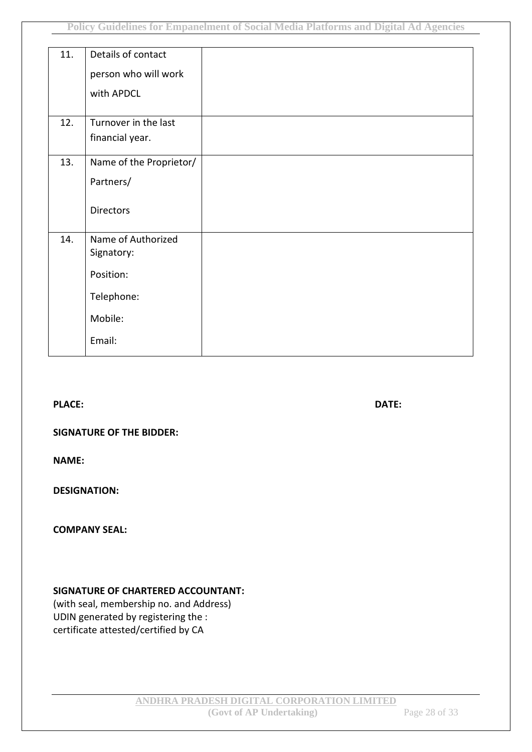| 11. | Details of contact person who will work with APDCL | |
|---|---|---|
| 12. | Turnover in the last financial year. | |
| 13. | Name of the Proprietor/ Partners/ Directors | |
| 14. | Name of Authorized Signatory:<br>Position:<br>Telephone:<br>Mobile:<br>Email: | |

**PLACE:** **DATE:**

**SIGNATURE OF THE BIDDER:**

**NAME:**

**DESIGNATION:**

**COMPANY SEAL:**

**SIGNATURE OF CHARTERED ACCOUNTANT:**
(with seal, membership no. and Address)
UDIN generated by registering the :
certificate attested/certified by CA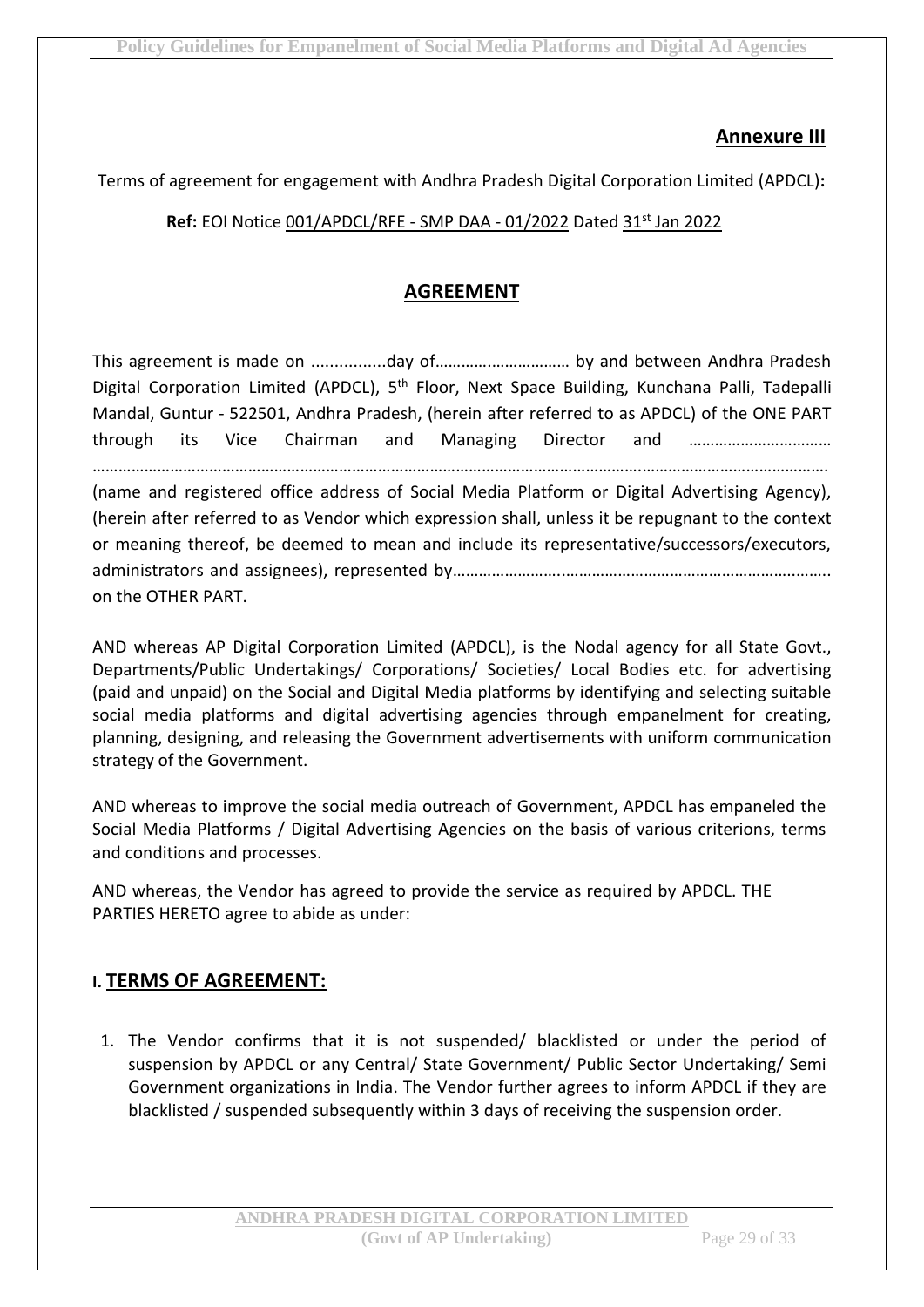## Annexure III

Terms of agreement for engagement with Andhra Pradesh Digital Corporation Limited (APDCL)**:**

**Ref:** EOI Notice 001/APDCL/RFE - SMP DAA - 01/2022 Dated 31st Jan 2022

## AGREEMENT

This agreement is made on ................day of………….……………… by and between Andhra Pradesh Digital Corporation Limited (APDCL), 5th Floor, Next Space Building, Kunchana Palli, Tadepalli Mandal, Guntur - 522501, Andhra Pradesh, (herein after referred to as APDCL) of the ONE PART through its Vice Chairman and Managing Director and …………………………… ……………………………………………………………………………………………………………..……………………………………. (name and registered office address of Social Media Platform or Digital Advertising Agency), (herein after referred to as Vendor which expression shall, unless it be repugnant to the context or meaning thereof, be deemed to mean and include its representative/successors/executors, administrators and assignees), represented by…………………….…………………………………………….……….. on the OTHER PART.

AND whereas AP Digital Corporation Limited (APDCL), is the Nodal agency for all State Govt., Departments/Public Undertakings/ Corporations/ Societies/ Local Bodies etc. for advertising (paid and unpaid) on the Social and Digital Media platforms by identifying and selecting suitable social media platforms and digital advertising agencies through empanelment for creating, planning, designing, and releasing the Government advertisements with uniform communication strategy of the Government.

AND whereas to improve the social media outreach of Government, APDCL has empaneled the Social Media Platforms / Digital Advertising Agencies on the basis of various criterions, terms and conditions and processes.

AND whereas, the Vendor has agreed to provide the service as required by APDCL. THE PARTIES HERETO agree to abide as under:

## I. TERMS OF AGREEMENT:

1. The Vendor confirms that it is not suspended/ blacklisted or under the period of suspension by APDCL or any Central/ State Government/ Public Sector Undertaking/ Semi Government organizations in India. The Vendor further agrees to inform APDCL if they are blacklisted / suspended subsequently within 3 days of receiving the suspension order.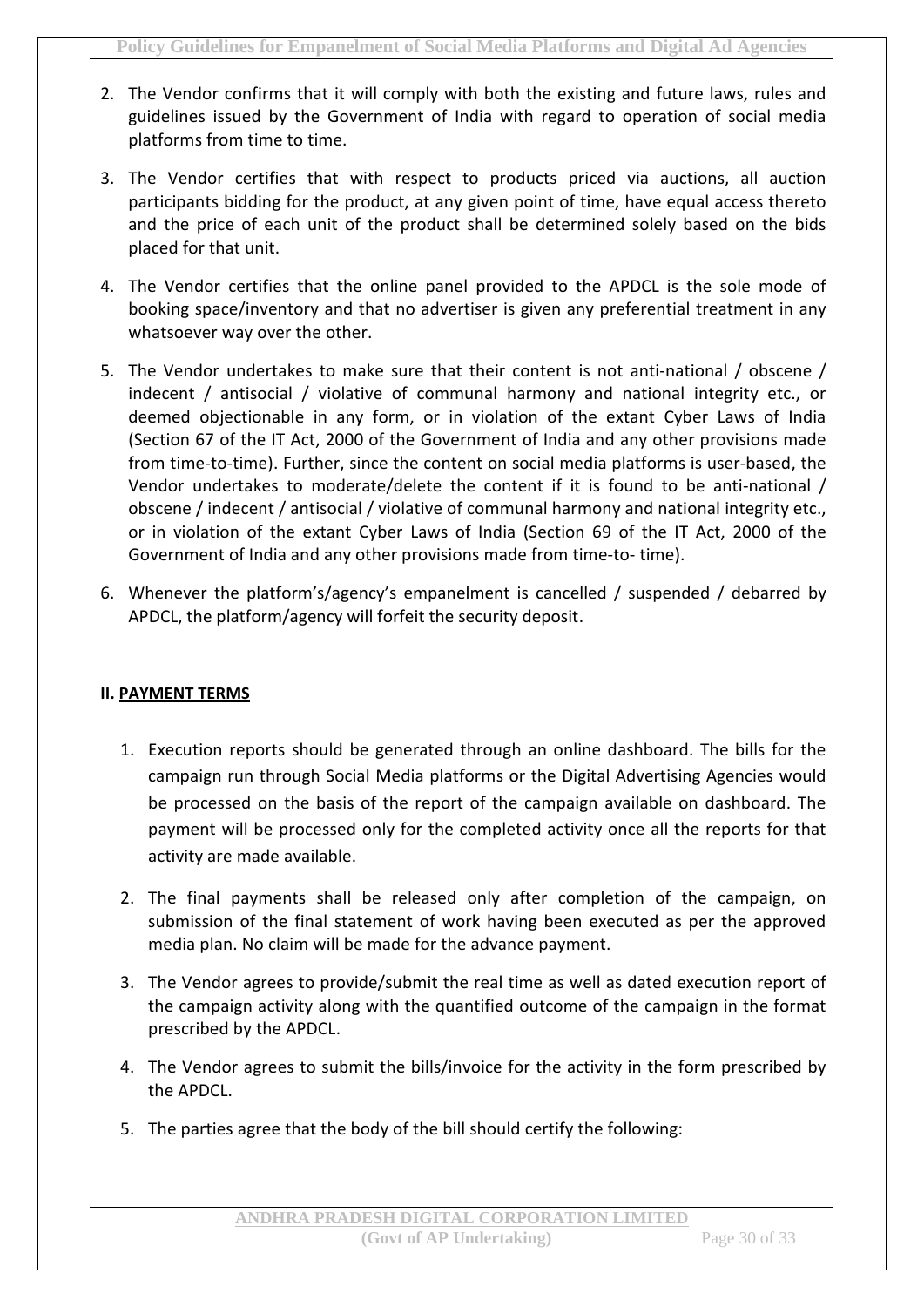2. The Vendor confirms that it will comply with both the existing and future laws, rules and guidelines issued by the Government of India with regard to operation of social media platforms from time to time.

3. The Vendor certifies that with respect to products priced via auctions, all auction participants bidding for the product, at any given point of time, have equal access thereto and the price of each unit of the product shall be determined solely based on the bids placed for that unit.

4. The Vendor certifies that the online panel provided to the APDCL is the sole mode of booking space/inventory and that no advertiser is given any preferential treatment in any whatsoever way over the other.

5. The Vendor undertakes to make sure that their content is not anti-national / obscene / indecent / antisocial / violative of communal harmony and national integrity etc., or deemed objectionable in any form, or in violation of the extant Cyber Laws of India (Section 67 of the IT Act, 2000 of the Government of India and any other provisions made from time-to-time). Further, since the content on social media platforms is user-based, the Vendor undertakes to moderate/delete the content if it is found to be anti-national / obscene / indecent / antisocial / violative of communal harmony and national integrity etc., or in violation of the extant Cyber Laws of India (Section 69 of the IT Act, 2000 of the Government of India and any other provisions made from time-to- time).

6. Whenever the platform's/agency's empanelment is cancelled / suspended / debarred by APDCL, the platform/agency will forfeit the security deposit.

## II. PAYMENT TERMS

1. Execution reports should be generated through an online dashboard. The bills for the campaign run through Social Media platforms or the Digital Advertising Agencies would be processed on the basis of the report of the campaign available on dashboard. The payment will be processed only for the completed activity once all the reports for that activity are made available.

2. The final payments shall be released only after completion of the campaign, on submission of the final statement of work having been executed as per the approved media plan. No claim will be made for the advance payment.

3. The Vendor agrees to provide/submit the real time as well as dated execution report of the campaign activity along with the quantified outcome of the campaign in the format prescribed by the APDCL.

4. The Vendor agrees to submit the bills/invoice for the activity in the form prescribed by the APDCL.

5. The parties agree that the body of the bill should certify the following: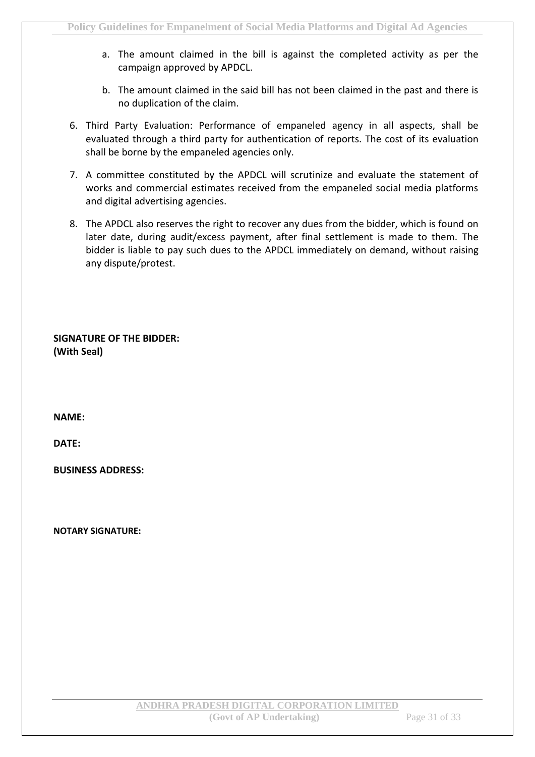a. The amount claimed in the bill is against the completed activity as per the campaign approved by APDCL.

   b. The amount claimed in the said bill has not been claimed in the past and there is no duplication of the claim.

6. Third Party Evaluation: Performance of empaneled agency in all aspects, shall be evaluated through a third party for authentication of reports. The cost of its evaluation shall be borne by the empaneled agencies only.

7. A committee constituted by the APDCL will scrutinize and evaluate the statement of works and commercial estimates received from the empaneled social media platforms and digital advertising agencies.

8. The APDCL also reserves the right to recover any dues from the bidder, which is found on later date, during audit/excess payment, after final settlement is made to them. The bidder is liable to pay such dues to the APDCL immediately on demand, without raising any dispute/protest.

**SIGNATURE OF THE BIDDER:**
**(With Seal)**

**NAME:**

**DATE:**

**BUSINESS ADDRESS:**

**NOTARY SIGNATURE:**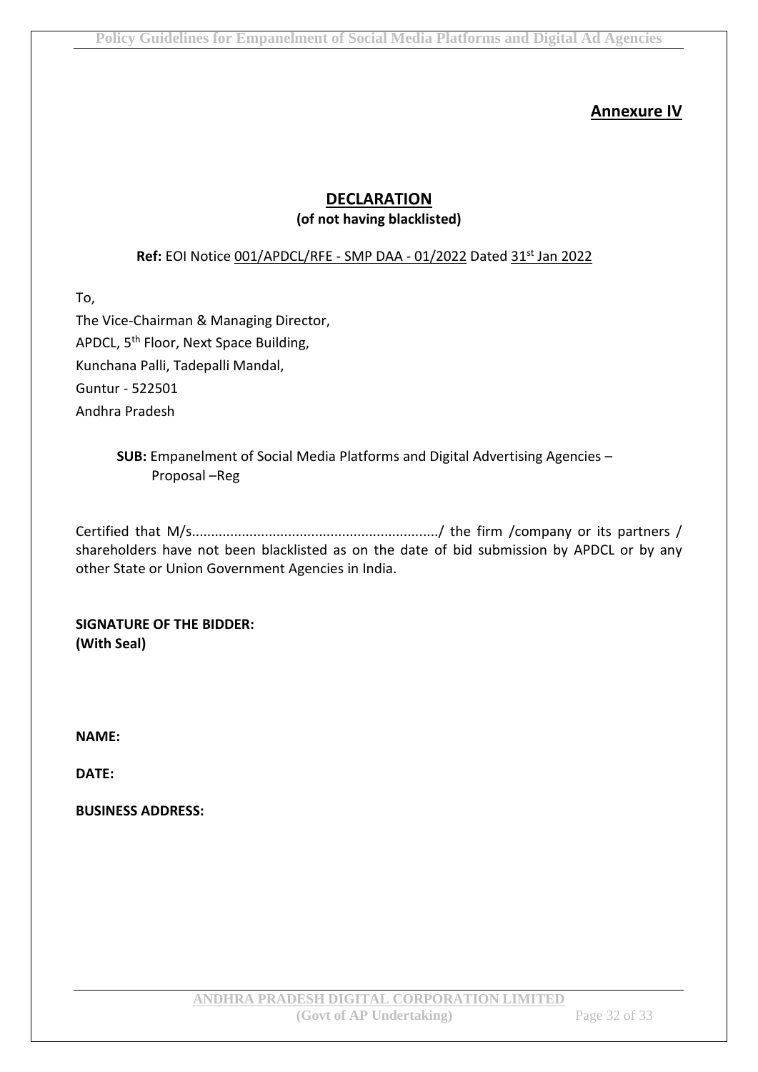**Annexure IV**

# DECLARATION

**(of not having blacklisted)**

**Ref:** EOI Notice 001/APDCL/RFE - SMP DAA - 01/2022 Dated 31st Jan 2022

To,

The Vice-Chairman & Managing Director,
APDCL, 5th Floor, Next Space Building,
Kunchana Palli, Tadepalli Mandal,
Guntur - 522501
Andhra Pradesh

**SUB:** Empanelment of Social Media Platforms and Digital Advertising Agencies – Proposal –Reg

Certified that M/s................................................................/ the firm /company or its partners / shareholders have not been blacklisted as on the date of bid submission by APDCL or by any other State or Union Government Agencies in India.

**SIGNATURE OF THE BIDDER:**
**(With Seal)**

**NAME:**

**DATE:**

**BUSINESS ADDRESS:**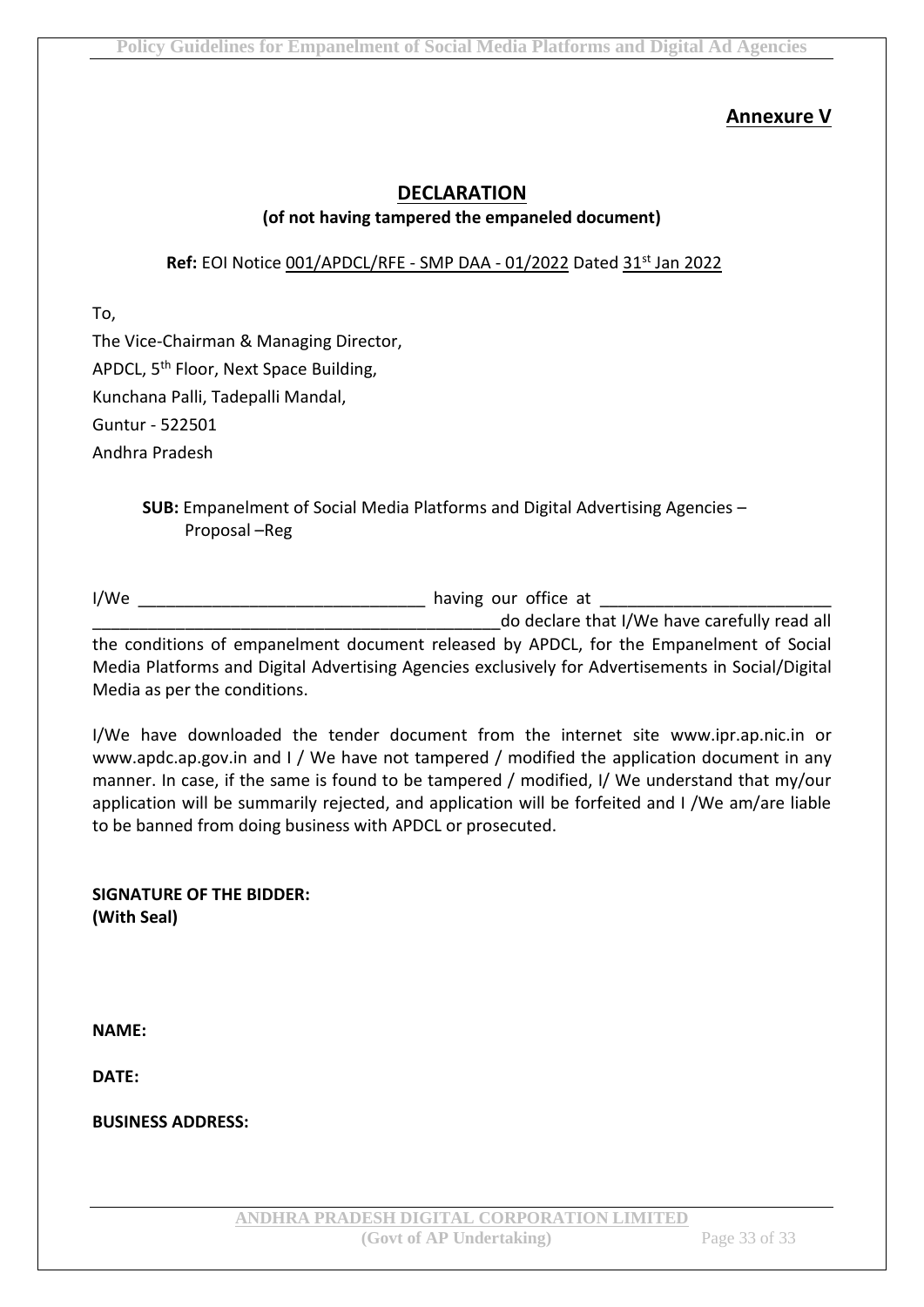## Annexure V

## DECLARATION

**(of not having tampered the empaneled document)**

**Ref:** EOI Notice 001/APDCL/RFE - SMP DAA - 01/2022 Dated 31st Jan 2022

To,

The Vice-Chairman & Managing Director,

APDCL, 5th Floor, Next Space Building,

Kunchana Palli, Tadepalli Mandal,

Guntur - 522501

Andhra Pradesh

**SUB:** Empanelment of Social Media Platforms and Digital Advertising Agencies – Proposal –Reg

I/We _______________________________ having our office at _____________________________________________________________________do declare that I/We have carefully read all the conditions of empanelment document released by APDCL, for the Empanelment of Social Media Platforms and Digital Advertising Agencies exclusively for Advertisements in Social/Digital Media as per the conditions.

I/We have downloaded the tender document from the internet site www.ipr.ap.nic.in or www.apdc.ap.gov.in and I / We have not tampered / modified the application document in any manner. In case, if the same is found to be tampered / modified, I/ We understand that my/our application will be summarily rejected, and application will be forfeited and I /We am/are liable to be banned from doing business with APDCL or prosecuted.

**SIGNATURE OF THE BIDDER:**
**(With Seal)**

**NAME:**

**DATE:**

**BUSINESS ADDRESS:**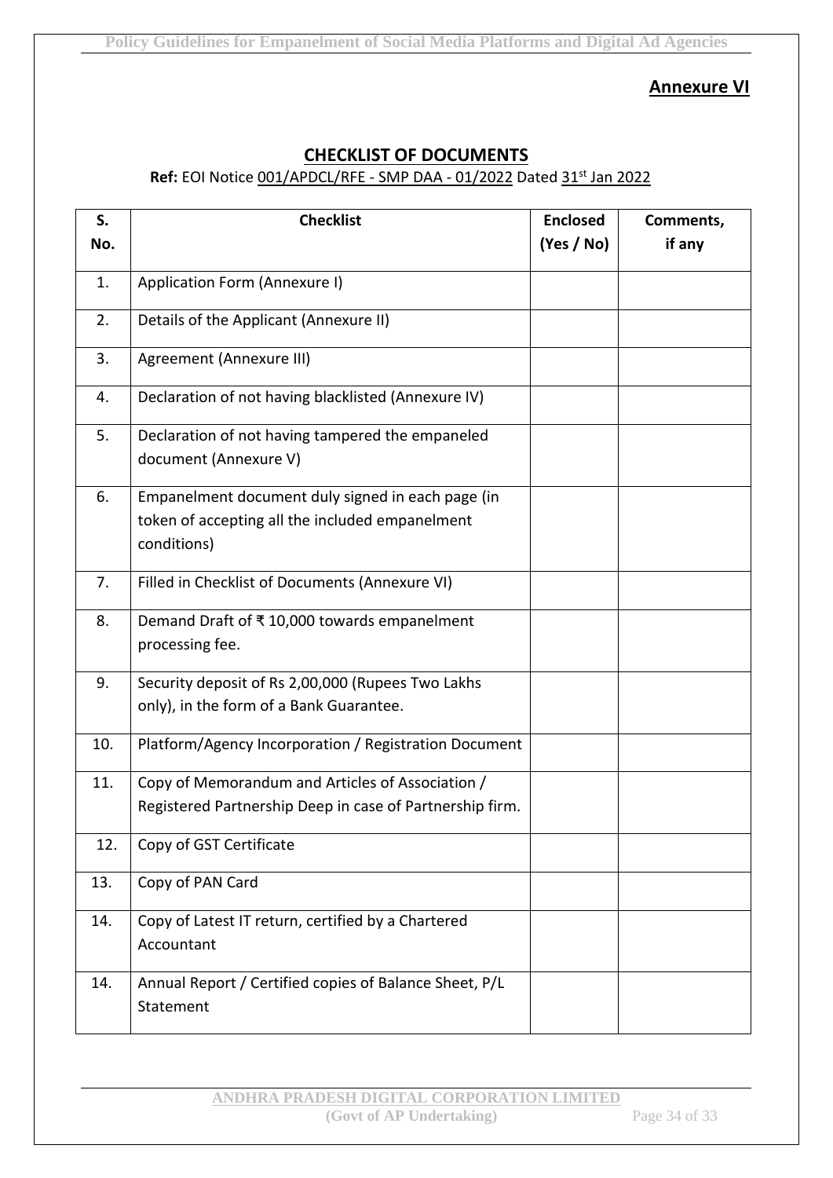**Annexure VI**

## CHECKLIST OF DOCUMENTS

**Ref:** EOI Notice 001/APDCL/RFE - SMP DAA - 01/2022 Dated 31st Jan 2022

| S. No. | Checklist | Enclosed (Yes / No) | Comments, if any |
|---|---|---|---|
| 1. | Application Form (Annexure I) | | |
| 2. | Details of the Applicant (Annexure II) | | |
| 3. | Agreement (Annexure III) | | |
| 4. | Declaration of not having blacklisted (Annexure IV) | | |
| 5. | Declaration of not having tampered the empaneled document (Annexure V) | | |
| 6. | Empanelment document duly signed in each page (in token of accepting all the included empanelment conditions) | | |
| 7. | Filled in Checklist of Documents (Annexure VI) | | |
| 8. | Demand Draft of ₹ 10,000 towards empanelment processing fee. | | |
| 9. | Security deposit of Rs 2,00,000 (Rupees Two Lakhs only), in the form of a Bank Guarantee. | | |
| 10. | Platform/Agency Incorporation / Registration Document | | |
| 11. | Copy of Memorandum and Articles of Association / Registered Partnership Deep in case of Partnership firm. | | |
| 12. | Copy of GST Certificate | | |
| 13. | Copy of PAN Card | | |
| 14. | Copy of Latest IT return, certified by a Chartered Accountant | | |
| 14. | Annual Report / Certified copies of Balance Sheet, P/L Statement | | |